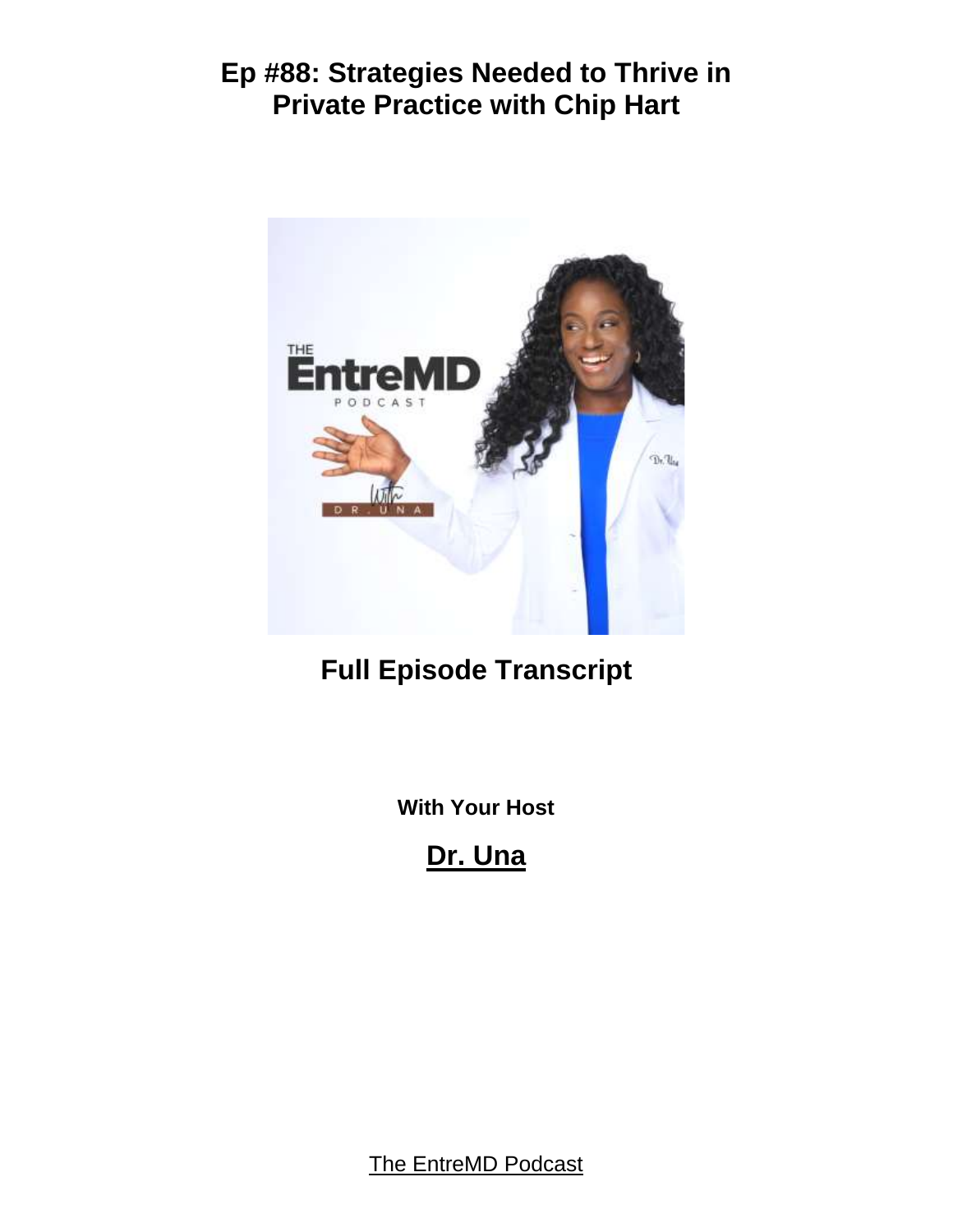# Ep #88: Strategies Needed to Thrive in Private Practice with Chip Hart

## Full Episode Transcript

**With Your Host**

## Dr. Una

The EntreMD Podcast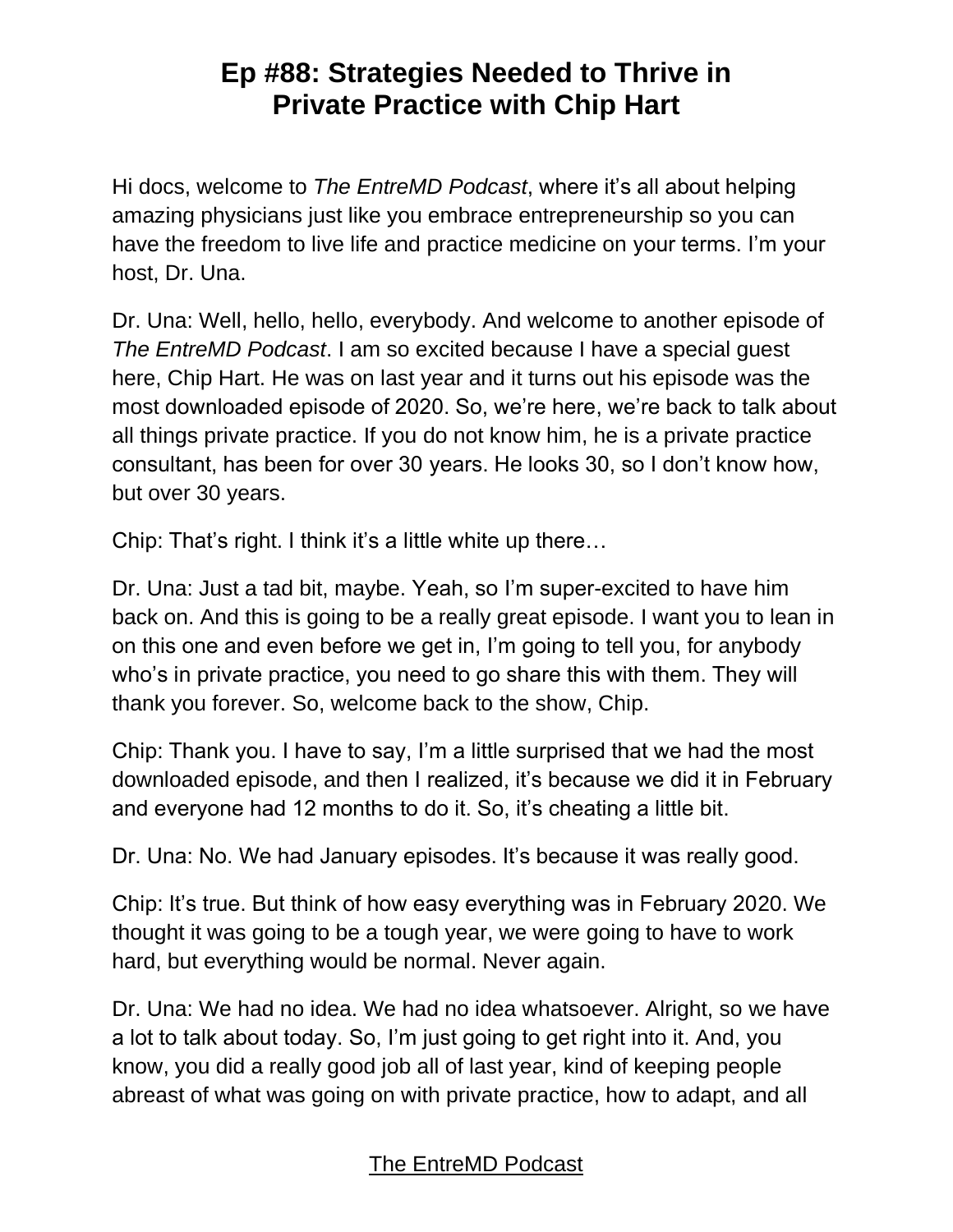# Ep #88: Strategies Needed to Thrive in Private Practice with Chip Hart

Hi docs, welcome to *The EntreMD Podcast*, where it's all about helping amazing physicians just like you embrace entrepreneurship so you can have the freedom to live life and practice medicine on your terms. I'm your host, Dr. Una.

Dr. Una: Well, hello, hello, everybody. And welcome to another episode of *The EntreMD Podcast*. I am so excited because I have a special guest here, Chip Hart. He was on last year and it turns out his episode was the most downloaded episode of 2020. So, we're here, we're back to talk about all things private practice. If you do not know him, he is a private practice consultant, has been for over 30 years. He looks 30, so I don't know how, but over 30 years.

Chip: That's right. I think it's a little white up there…

Dr. Una: Just a tad bit, maybe. Yeah, so I'm super-excited to have him back on. And this is going to be a really great episode. I want you to lean in on this one and even before we get in, I'm going to tell you, for anybody who's in private practice, you need to go share this with them. They will thank you forever. So, welcome back to the show, Chip.

Chip: Thank you. I have to say, I'm a little surprised that we had the most downloaded episode, and then I realized, it's because we did it in February and everyone had 12 months to do it. So, it's cheating a little bit.

Dr. Una: No. We had January episodes. It's because it was really good.

Chip: It's true. But think of how easy everything was in February 2020. We thought it was going to be a tough year, we were going to have to work hard, but everything would be normal. Never again.

Dr. Una: We had no idea. We had no idea whatsoever. Alright, so we have a lot to talk about today. So, I'm just going to get right into it. And, you know, you did a really good job all of last year, kind of keeping people abreast of what was going on with private practice, how to adapt, and all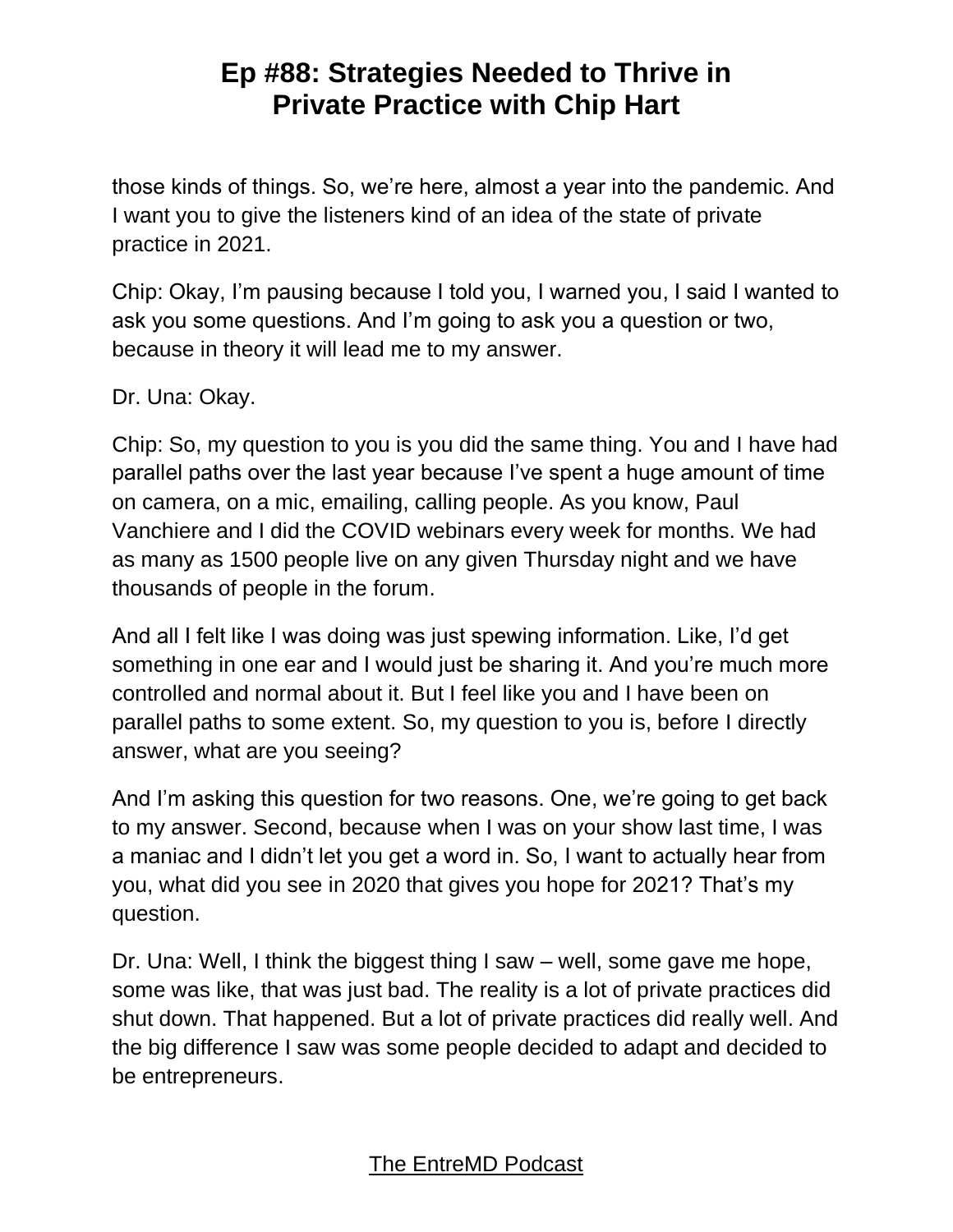those kinds of things. So, we're here, almost a year into the pandemic. And I want you to give the listeners kind of an idea of the state of private practice in 2021.

Chip: Okay, I'm pausing because I told you, I warned you, I said I wanted to ask you some questions. And I'm going to ask you a question or two, because in theory it will lead me to my answer.

Dr. Una: Okay.

Chip: So, my question to you is you did the same thing. You and I have had parallel paths over the last year because I've spent a huge amount of time on camera, on a mic, emailing, calling people. As you know, Paul Vanchiere and I did the COVID webinars every week for months. We had as many as 1500 people live on any given Thursday night and we have thousands of people in the forum.

And all I felt like I was doing was just spewing information. Like, I'd get something in one ear and I would just be sharing it. And you're much more controlled and normal about it. But I feel like you and I have been on parallel paths to some extent. So, my question to you is, before I directly answer, what are you seeing?

And I'm asking this question for two reasons. One, we're going to get back to my answer. Second, because when I was on your show last time, I was a maniac and I didn't let you get a word in. So, I want to actually hear from you, what did you see in 2020 that gives you hope for 2021? That's my question.

Dr. Una: Well, I think the biggest thing I saw – well, some gave me hope, some was like, that was just bad. The reality is a lot of private practices did shut down. That happened. But a lot of private practices did really well. And the big difference I saw was some people decided to adapt and decided to be entrepreneurs.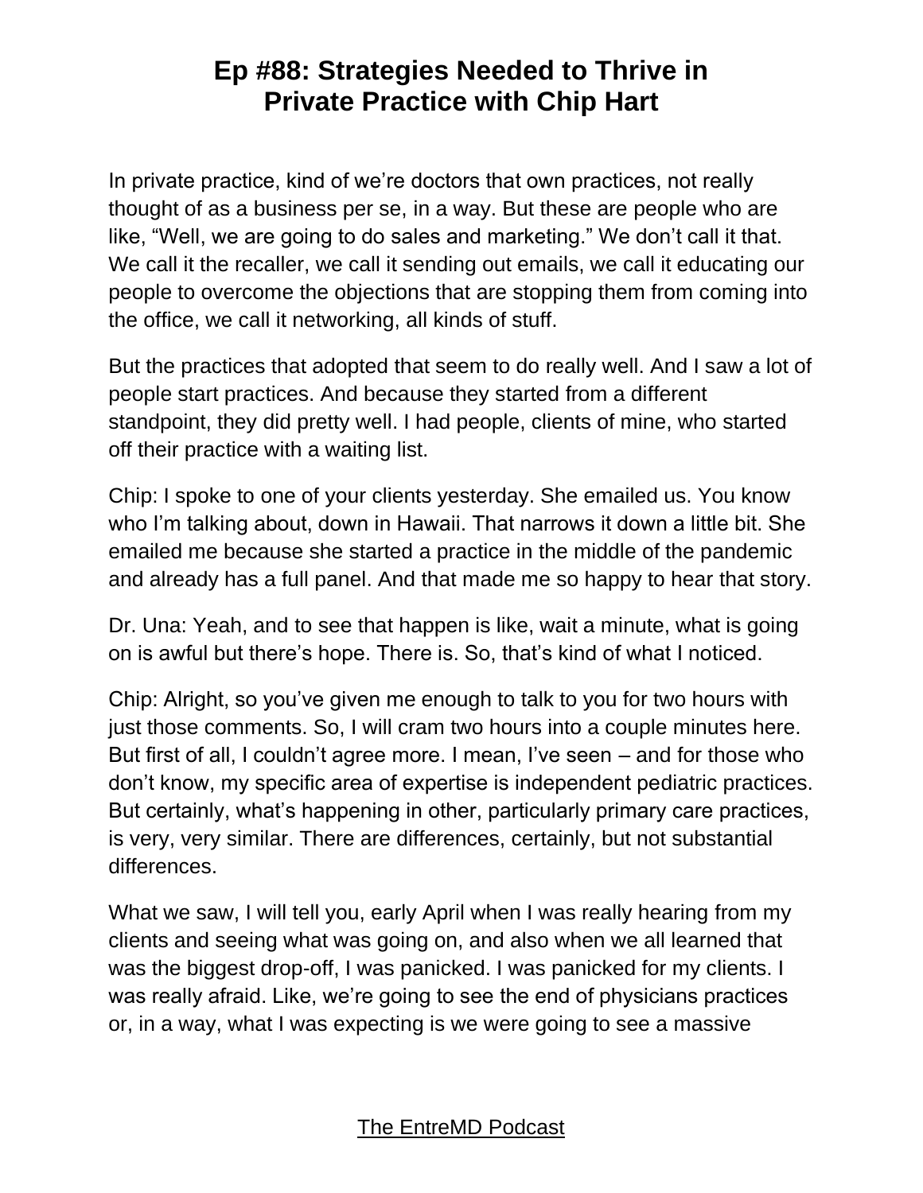# Ep #88: Strategies Needed to Thrive in Private Practice with Chip Hart

In private practice, kind of we're doctors that own practices, not really thought of as a business per se, in a way. But these are people who are like, "Well, we are going to do sales and marketing." We don't call it that. We call it the recaller, we call it sending out emails, we call it educating our people to overcome the objections that are stopping them from coming into the office, we call it networking, all kinds of stuff.

But the practices that adopted that seem to do really well. And I saw a lot of people start practices. And because they started from a different standpoint, they did pretty well. I had people, clients of mine, who started off their practice with a waiting list.

Chip: I spoke to one of your clients yesterday. She emailed us. You know who I'm talking about, down in Hawaii. That narrows it down a little bit. She emailed me because she started a practice in the middle of the pandemic and already has a full panel. And that made me so happy to hear that story.

Dr. Una: Yeah, and to see that happen is like, wait a minute, what is going on is awful but there's hope. There is. So, that's kind of what I noticed.

Chip: Alright, so you've given me enough to talk to you for two hours with just those comments. So, I will cram two hours into a couple minutes here. But first of all, I couldn't agree more. I mean, I've seen – and for those who don't know, my specific area of expertise is independent pediatric practices. But certainly, what's happening in other, particularly primary care practices, is very, very similar. There are differences, certainly, but not substantial differences.

What we saw, I will tell you, early April when I was really hearing from my clients and seeing what was going on, and also when we all learned that was the biggest drop-off, I was panicked. I was panicked for my clients. I was really afraid. Like, we're going to see the end of physicians practices or, in a way, what I was expecting is we were going to see a massive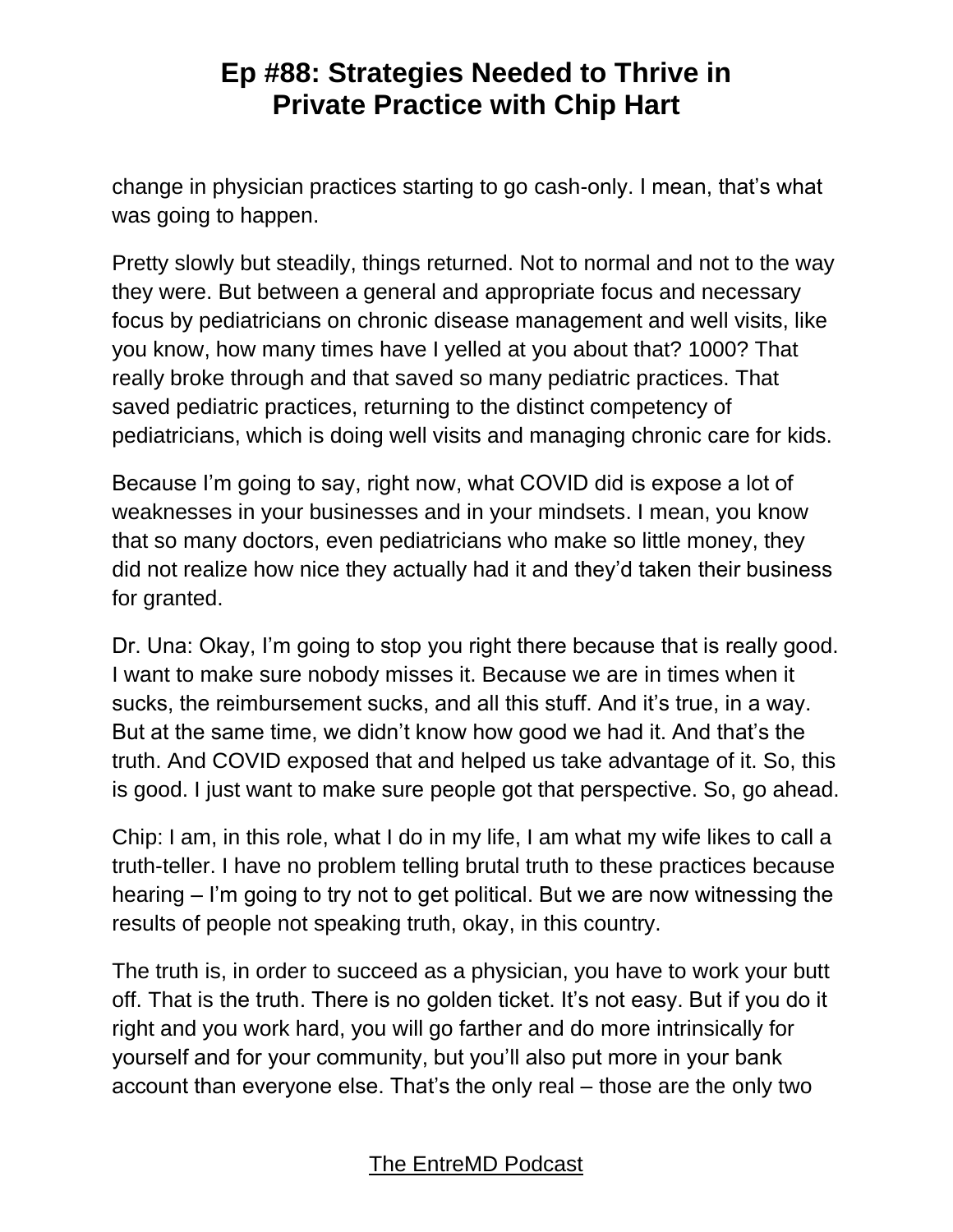change in physician practices starting to go cash-only. I mean, that's what was going to happen.

Pretty slowly but steadily, things returned. Not to normal and not to the way they were. But between a general and appropriate focus and necessary focus by pediatricians on chronic disease management and well visits, like you know, how many times have I yelled at you about that? 1000? That really broke through and that saved so many pediatric practices. That saved pediatric practices, returning to the distinct competency of pediatricians, which is doing well visits and managing chronic care for kids.

Because I'm going to say, right now, what COVID did is expose a lot of weaknesses in your businesses and in your mindsets. I mean, you know that so many doctors, even pediatricians who make so little money, they did not realize how nice they actually had it and they'd taken their business for granted.

Dr. Una: Okay, I'm going to stop you right there because that is really good. I want to make sure nobody misses it. Because we are in times when it sucks, the reimbursement sucks, and all this stuff. And it's true, in a way. But at the same time, we didn't know how good we had it. And that's the truth. And COVID exposed that and helped us take advantage of it. So, this is good. I just want to make sure people got that perspective. So, go ahead.

Chip: I am, in this role, what I do in my life, I am what my wife likes to call a truth-teller. I have no problem telling brutal truth to these practices because hearing – I'm going to try not to get political. But we are now witnessing the results of people not speaking truth, okay, in this country.

The truth is, in order to succeed as a physician, you have to work your butt off. That is the truth. There is no golden ticket. It's not easy. But if you do it right and you work hard, you will go farther and do more intrinsically for yourself and for your community, but you'll also put more in your bank account than everyone else. That's the only real – those are the only two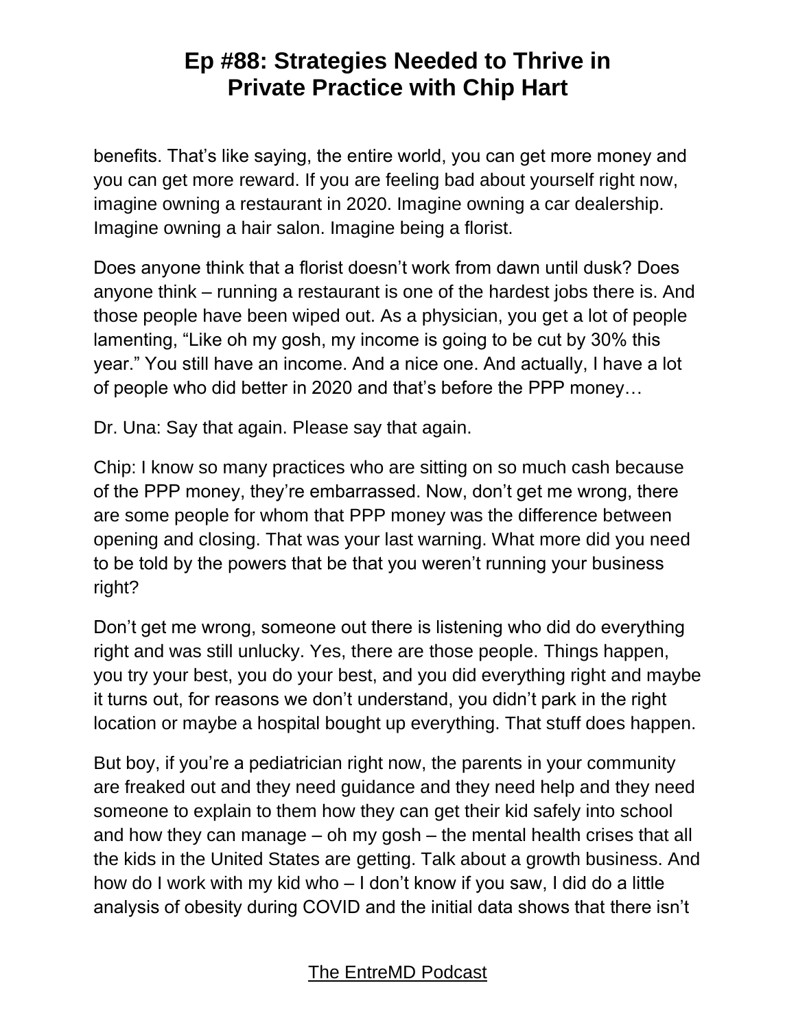benefits. That's like saying, the entire world, you can get more money and you can get more reward. If you are feeling bad about yourself right now, imagine owning a restaurant in 2020. Imagine owning a car dealership. Imagine owning a hair salon. Imagine being a florist.

Does anyone think that a florist doesn't work from dawn until dusk? Does anyone think – running a restaurant is one of the hardest jobs there is. And those people have been wiped out. As a physician, you get a lot of people lamenting, "Like oh my gosh, my income is going to be cut by 30% this year." You still have an income. And a nice one. And actually, I have a lot of people who did better in 2020 and that's before the PPP money…

Dr. Una: Say that again. Please say that again.

Chip: I know so many practices who are sitting on so much cash because of the PPP money, they're embarrassed. Now, don't get me wrong, there are some people for whom that PPP money was the difference between opening and closing. That was your last warning. What more did you need to be told by the powers that be that you weren't running your business right?

Don't get me wrong, someone out there is listening who did do everything right and was still unlucky. Yes, there are those people. Things happen, you try your best, you do your best, and you did everything right and maybe it turns out, for reasons we don't understand, you didn't park in the right location or maybe a hospital bought up everything. That stuff does happen.

But boy, if you're a pediatrician right now, the parents in your community are freaked out and they need guidance and they need help and they need someone to explain to them how they can get their kid safely into school and how they can manage – oh my gosh – the mental health crises that all the kids in the United States are getting. Talk about a growth business. And how do I work with my kid who – I don't know if you saw, I did do a little analysis of obesity during COVID and the initial data shows that there isn't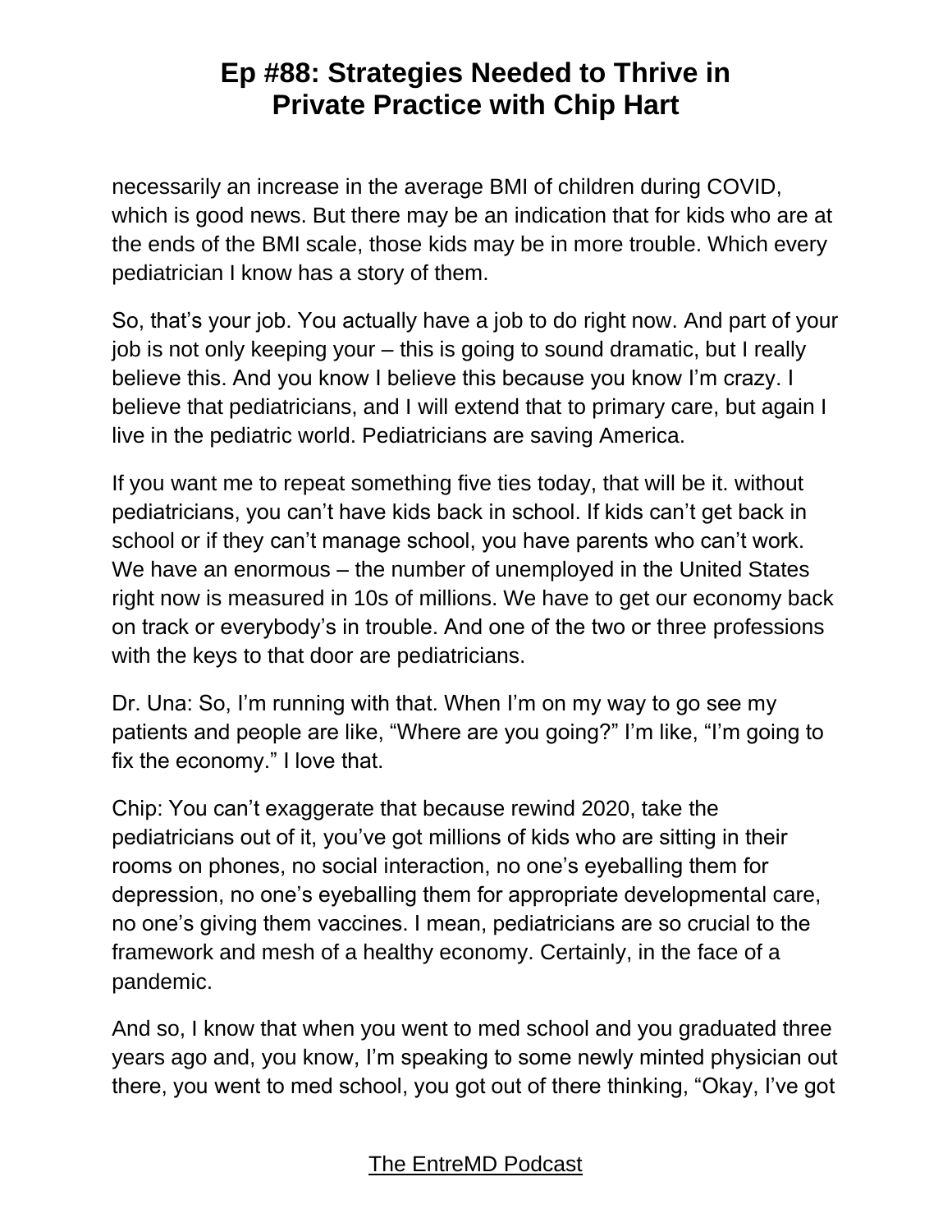necessarily an increase in the average BMI of children during COVID, which is good news. But there may be an indication that for kids who are at the ends of the BMI scale, those kids may be in more trouble. Which every pediatrician I know has a story of them.

So, that's your job. You actually have a job to do right now. And part of your job is not only keeping your – this is going to sound dramatic, but I really believe this. And you know I believe this because you know I'm crazy. I believe that pediatricians, and I will extend that to primary care, but again I live in the pediatric world. Pediatricians are saving America.

If you want me to repeat something five ties today, that will be it. without pediatricians, you can't have kids back in school. If kids can't get back in school or if they can't manage school, you have parents who can't work. We have an enormous – the number of unemployed in the United States right now is measured in 10s of millions. We have to get our economy back on track or everybody's in trouble. And one of the two or three professions with the keys to that door are pediatricians.

Dr. Una: So, I'm running with that. When I'm on my way to go see my patients and people are like, "Where are you going?" I'm like, "I'm going to fix the economy." I love that.

Chip: You can't exaggerate that because rewind 2020, take the pediatricians out of it, you've got millions of kids who are sitting in their rooms on phones, no social interaction, no one's eyeballing them for depression, no one's eyeballing them for appropriate developmental care, no one's giving them vaccines. I mean, pediatricians are so crucial to the framework and mesh of a healthy economy. Certainly, in the face of a pandemic.

And so, I know that when you went to med school and you graduated three years ago and, you know, I'm speaking to some newly minted physician out there, you went to med school, you got out of there thinking, "Okay, I've got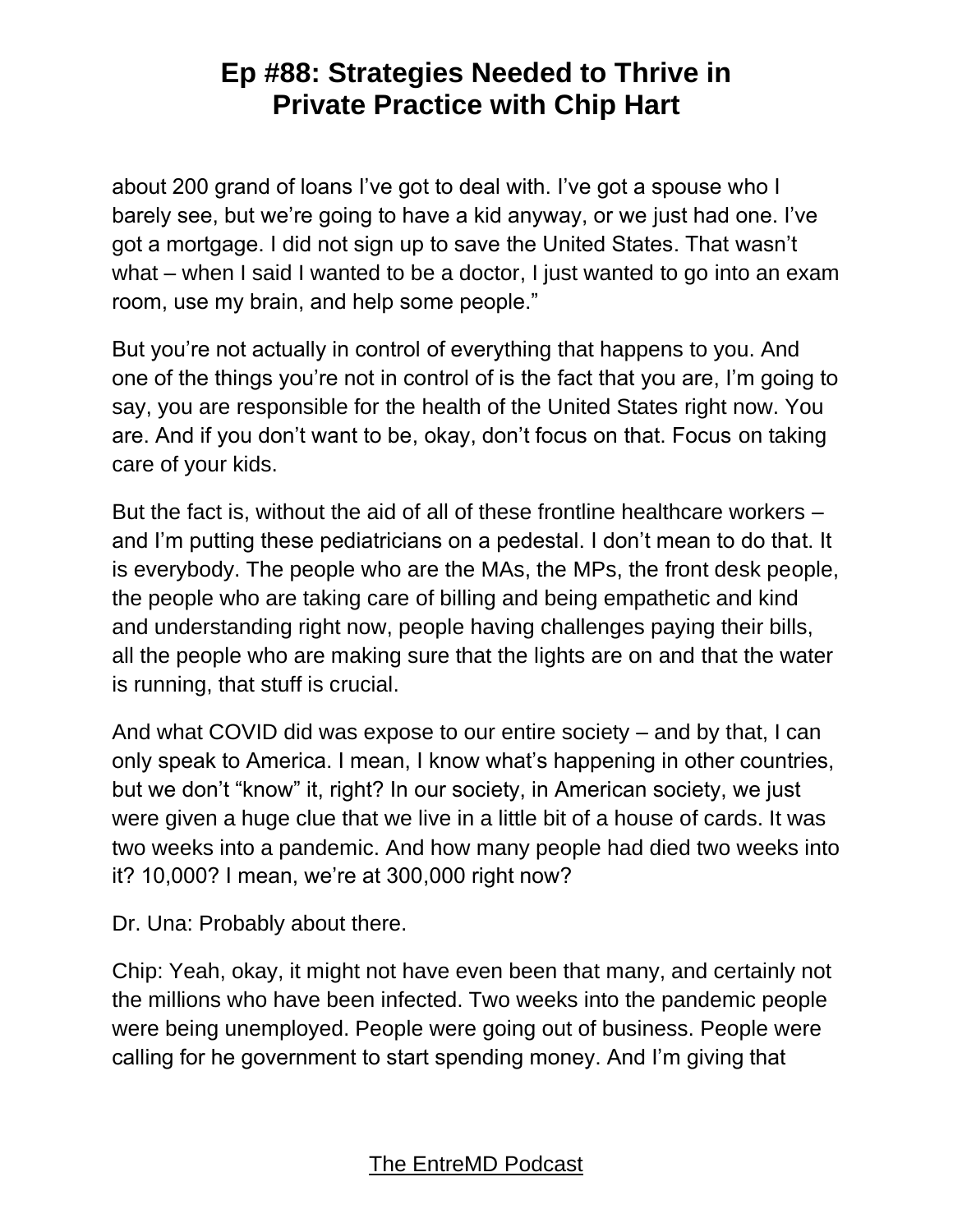about 200 grand of loans I've got to deal with. I've got a spouse who I barely see, but we're going to have a kid anyway, or we just had one. I've got a mortgage. I did not sign up to save the United States. That wasn't what – when I said I wanted to be a doctor, I just wanted to go into an exam room, use my brain, and help some people."

But you're not actually in control of everything that happens to you. And one of the things you're not in control of is the fact that you are, I'm going to say, you are responsible for the health of the United States right now. You are. And if you don't want to be, okay, don't focus on that. Focus on taking care of your kids.

But the fact is, without the aid of all of these frontline healthcare workers – and I'm putting these pediatricians on a pedestal. I don't mean to do that. It is everybody. The people who are the MAs, the MPs, the front desk people, the people who are taking care of billing and being empathetic and kind and understanding right now, people having challenges paying their bills, all the people who are making sure that the lights are on and that the water is running, that stuff is crucial.

And what COVID did was expose to our entire society – and by that, I can only speak to America. I mean, I know what's happening in other countries, but we don't "know" it, right? In our society, in American society, we just were given a huge clue that we live in a little bit of a house of cards. It was two weeks into a pandemic. And how many people had died two weeks into it? 10,000? I mean, we're at 300,000 right now?

Dr. Una: Probably about there.

Chip: Yeah, okay, it might not have even been that many, and certainly not the millions who have been infected. Two weeks into the pandemic people were being unemployed. People were going out of business. People were calling for he government to start spending money. And I'm giving that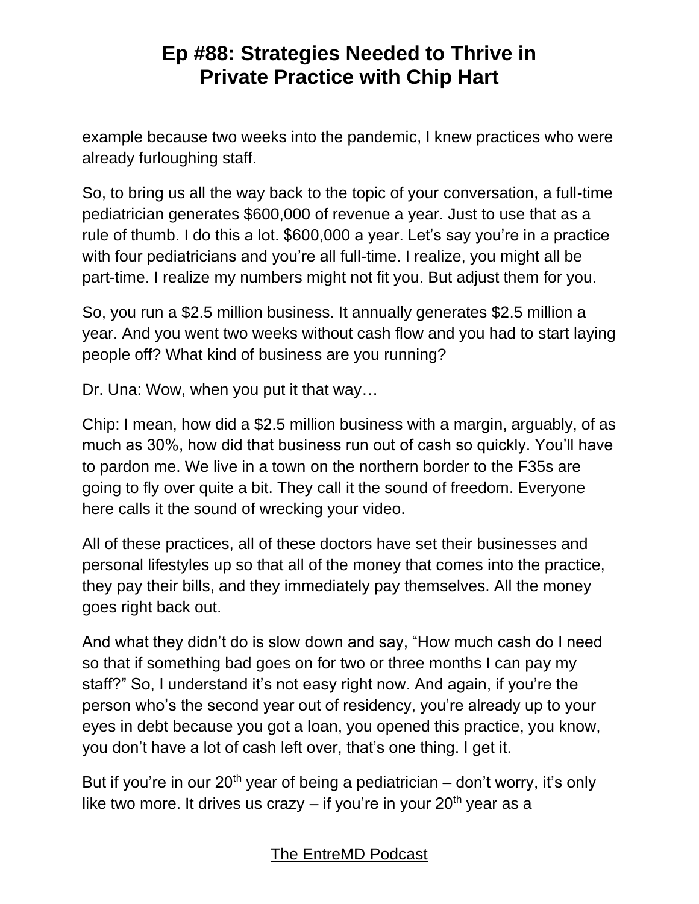example because two weeks into the pandemic, I knew practices who were already furloughing staff.

So, to bring us all the way back to the topic of your conversation, a full-time pediatrician generates $600,000 of revenue a year. Just to use that as a rule of thumb. I do this a lot. $600,000 a year. Let's say you're in a practice with four pediatricians and you're all full-time. I realize, you might all be part-time. I realize my numbers might not fit you. But adjust them for you.

So, you run a $2.5 million business. It annually generates $2.5 million a year. And you went two weeks without cash flow and you had to start laying people off? What kind of business are you running?

Dr. Una: Wow, when you put it that way…

Chip: I mean, how did a $2.5 million business with a margin, arguably, of as much as 30%, how did that business run out of cash so quickly. You'll have to pardon me. We live in a town on the northern border to the F35s are going to fly over quite a bit. They call it the sound of freedom. Everyone here calls it the sound of wrecking your video.

All of these practices, all of these doctors have set their businesses and personal lifestyles up so that all of the money that comes into the practice, they pay their bills, and they immediately pay themselves. All the money goes right back out.

And what they didn't do is slow down and say, "How much cash do I need so that if something bad goes on for two or three months I can pay my staff?" So, I understand it's not easy right now. And again, if you're the person who's the second year out of residency, you're already up to your eyes in debt because you got a loan, you opened this practice, you know, you don't have a lot of cash left over, that's one thing. I get it.

But if you're in our 20th year of being a pediatrician – don't worry, it's only like two more. It drives us crazy – if you're in your 20th year as a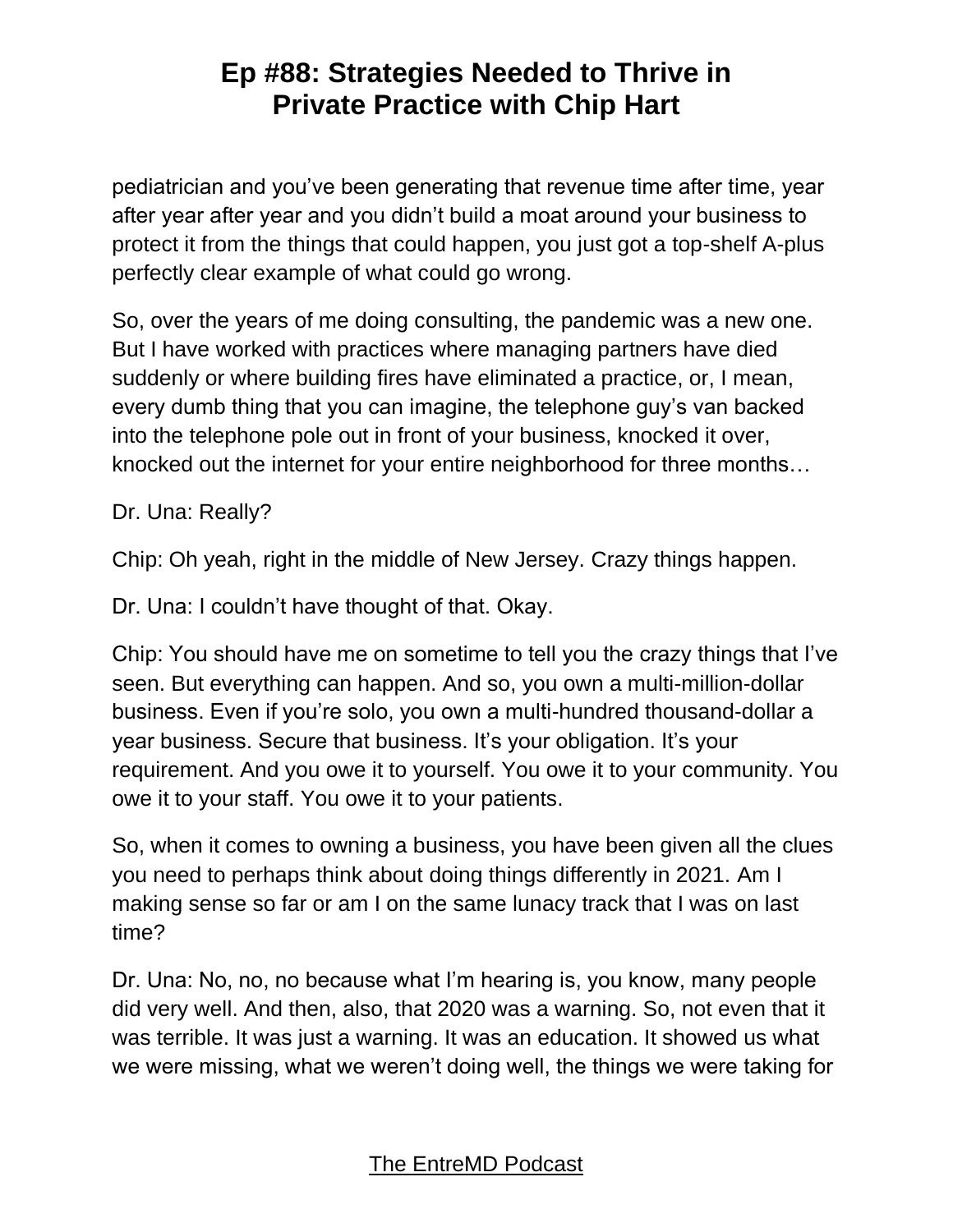pediatrician and you've been generating that revenue time after time, year after year after year and you didn't build a moat around your business to protect it from the things that could happen, you just got a top-shelf A-plus perfectly clear example of what could go wrong.

So, over the years of me doing consulting, the pandemic was a new one. But I have worked with practices where managing partners have died suddenly or where building fires have eliminated a practice, or, I mean, every dumb thing that you can imagine, the telephone guy's van backed into the telephone pole out in front of your business, knocked it over, knocked out the internet for your entire neighborhood for three months…

Dr. Una: Really?

Chip: Oh yeah, right in the middle of New Jersey. Crazy things happen.

Dr. Una: I couldn't have thought of that. Okay.

Chip: You should have me on sometime to tell you the crazy things that I've seen. But everything can happen. And so, you own a multi-million-dollar business. Even if you're solo, you own a multi-hundred thousand-dollar a year business. Secure that business. It's your obligation. It's your requirement. And you owe it to yourself. You owe it to your community. You owe it to your staff. You owe it to your patients.

So, when it comes to owning a business, you have been given all the clues you need to perhaps think about doing things differently in 2021. Am I making sense so far or am I on the same lunacy track that I was on last time?

Dr. Una: No, no, no because what I'm hearing is, you know, many people did very well. And then, also, that 2020 was a warning. So, not even that it was terrible. It was just a warning. It was an education. It showed us what we were missing, what we weren't doing well, the things we were taking for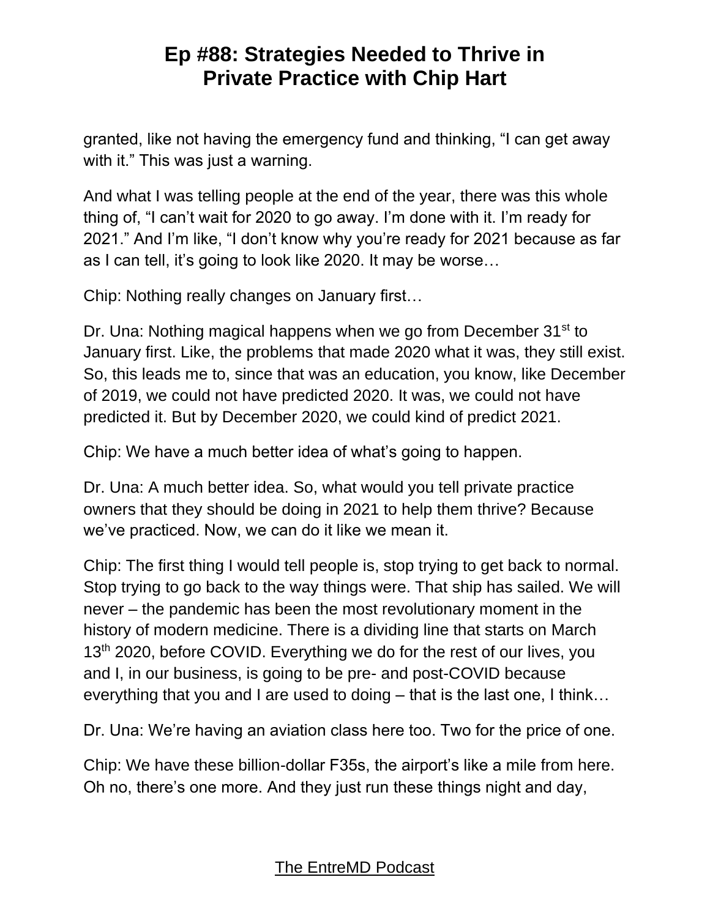granted, like not having the emergency fund and thinking, “I can get away with it.” This was just a warning.

And what I was telling people at the end of the year, there was this whole thing of, “I can’t wait for 2020 to go away. I’m done with it. I’m ready for 2021.” And I’m like, “I don’t know why you’re ready for 2021 because as far as I can tell, it’s going to look like 2020. It may be worse…

Chip: Nothing really changes on January first…

Dr. Una: Nothing magical happens when we go from December 31st to January first. Like, the problems that made 2020 what it was, they still exist. So, this leads me to, since that was an education, you know, like December of 2019, we could not have predicted 2020. It was, we could not have predicted it. But by December 2020, we could kind of predict 2021.

Chip: We have a much better idea of what’s going to happen.

Dr. Una: A much better idea. So, what would you tell private practice owners that they should be doing in 2021 to help them thrive? Because we’ve practiced. Now, we can do it like we mean it.

Chip: The first thing I would tell people is, stop trying to get back to normal. Stop trying to go back to the way things were. That ship has sailed. We will never – the pandemic has been the most revolutionary moment in the history of modern medicine. There is a dividing line that starts on March 13th 2020, before COVID. Everything we do for the rest of our lives, you and I, in our business, is going to be pre- and post-COVID because everything that you and I are used to doing – that is the last one, I think…

Dr. Una: We’re having an aviation class here too. Two for the price of one.

Chip: We have these billion-dollar F35s, the airport’s like a mile from here. Oh no, there’s one more. And they just run these things night and day,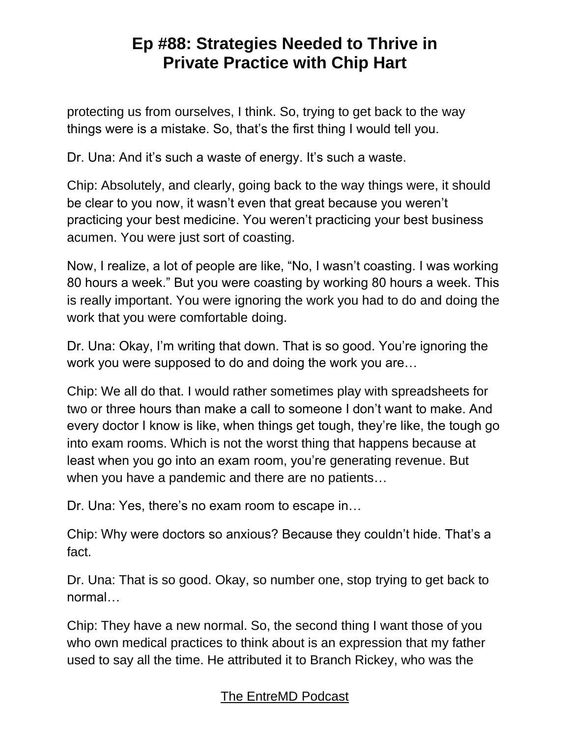protecting us from ourselves, I think. So, trying to get back to the way things were is a mistake. So, that's the first thing I would tell you.

Dr. Una: And it's such a waste of energy. It's such a waste.

Chip: Absolutely, and clearly, going back to the way things were, it should be clear to you now, it wasn't even that great because you weren't practicing your best medicine. You weren't practicing your best business acumen. You were just sort of coasting.

Now, I realize, a lot of people are like, "No, I wasn't coasting. I was working 80 hours a week." But you were coasting by working 80 hours a week. This is really important. You were ignoring the work you had to do and doing the work that you were comfortable doing.

Dr. Una: Okay, I'm writing that down. That is so good. You're ignoring the work you were supposed to do and doing the work you are…

Chip: We all do that. I would rather sometimes play with spreadsheets for two or three hours than make a call to someone I don't want to make. And every doctor I know is like, when things get tough, they're like, the tough go into exam rooms. Which is not the worst thing that happens because at least when you go into an exam room, you're generating revenue. But when you have a pandemic and there are no patients…

Dr. Una: Yes, there's no exam room to escape in…

Chip: Why were doctors so anxious? Because they couldn't hide. That's a fact.

Dr. Una: That is so good. Okay, so number one, stop trying to get back to normal…

Chip: They have a new normal. So, the second thing I want those of you who own medical practices to think about is an expression that my father used to say all the time. He attributed it to Branch Rickey, who was the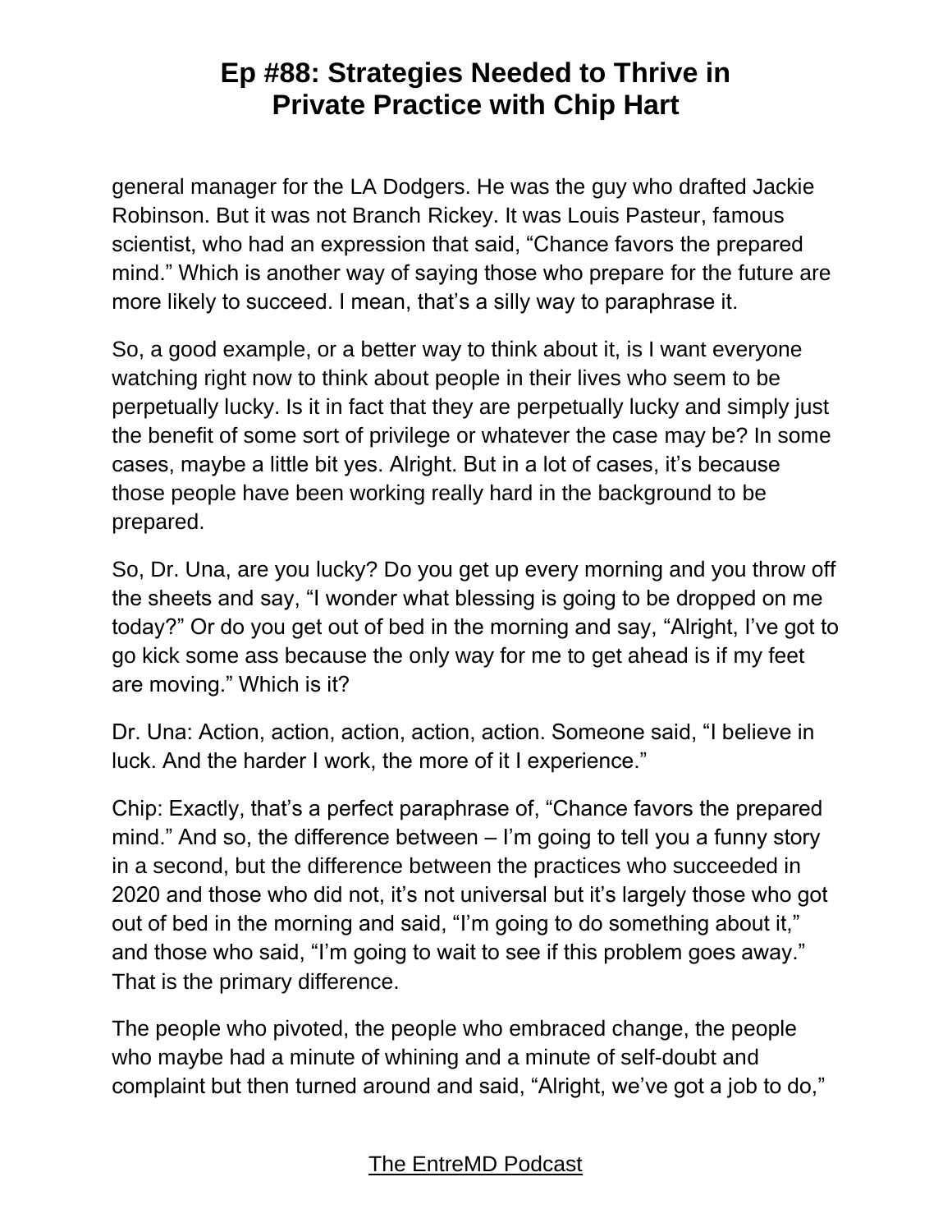general manager for the LA Dodgers. He was the guy who drafted Jackie Robinson. But it was not Branch Rickey. It was Louis Pasteur, famous scientist, who had an expression that said, "Chance favors the prepared mind." Which is another way of saying those who prepare for the future are more likely to succeed. I mean, that's a silly way to paraphrase it.

So, a good example, or a better way to think about it, is I want everyone watching right now to think about people in their lives who seem to be perpetually lucky. Is it in fact that they are perpetually lucky and simply just the benefit of some sort of privilege or whatever the case may be? In some cases, maybe a little bit yes. Alright. But in a lot of cases, it's because those people have been working really hard in the background to be prepared.

So, Dr. Una, are you lucky? Do you get up every morning and you throw off the sheets and say, "I wonder what blessing is going to be dropped on me today?" Or do you get out of bed in the morning and say, "Alright, I've got to go kick some ass because the only way for me to get ahead is if my feet are moving." Which is it?

Dr. Una: Action, action, action, action, action. Someone said, "I believe in luck. And the harder I work, the more of it I experience."

Chip: Exactly, that's a perfect paraphrase of, "Chance favors the prepared mind." And so, the difference between – I'm going to tell you a funny story in a second, but the difference between the practices who succeeded in 2020 and those who did not, it's not universal but it's largely those who got out of bed in the morning and said, "I'm going to do something about it," and those who said, "I'm going to wait to see if this problem goes away." That is the primary difference.

The people who pivoted, the people who embraced change, the people who maybe had a minute of whining and a minute of self-doubt and complaint but then turned around and said, "Alright, we've got a job to do,"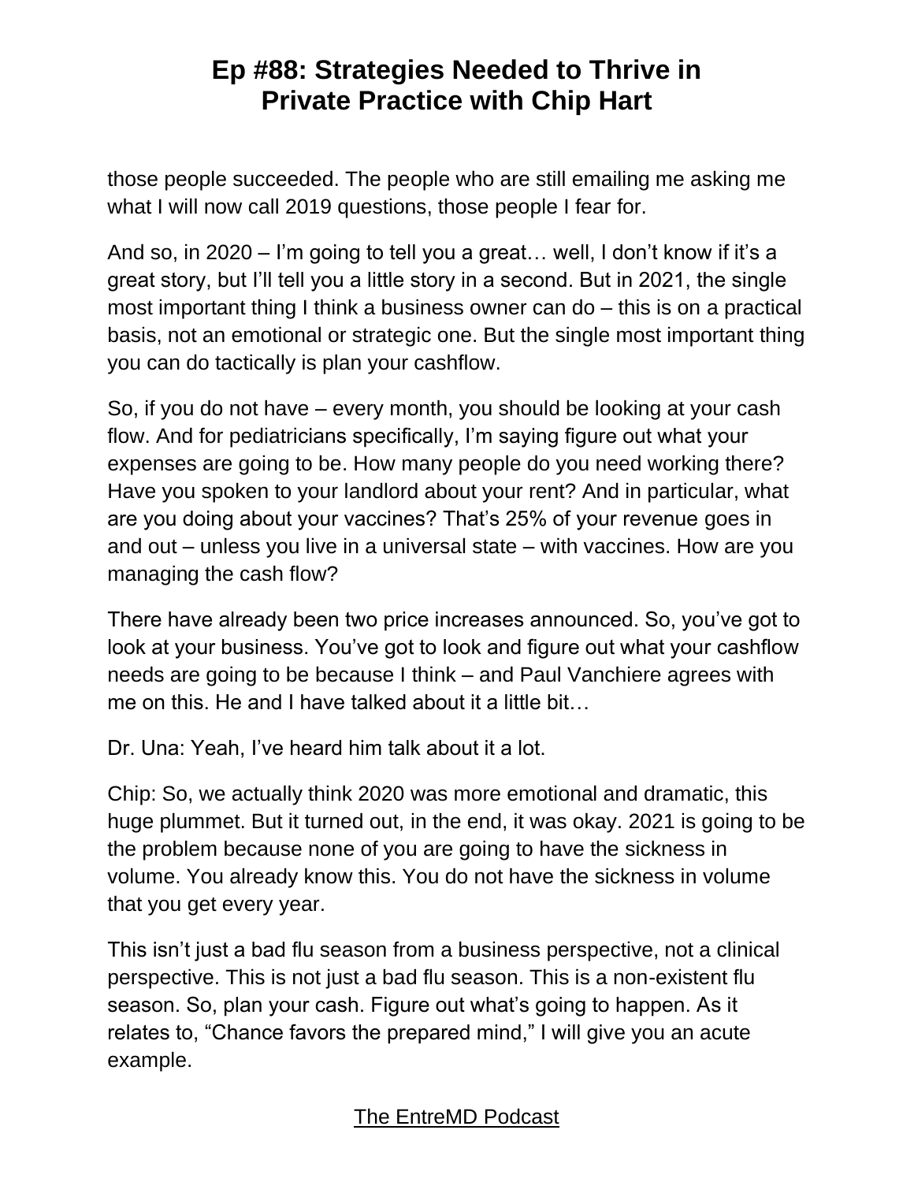those people succeeded. The people who are still emailing me asking me what I will now call 2019 questions, those people I fear for.

And so, in 2020 – I'm going to tell you a great… well, I don't know if it's a great story, but I'll tell you a little story in a second. But in 2021, the single most important thing I think a business owner can do – this is on a practical basis, not an emotional or strategic one. But the single most important thing you can do tactically is plan your cashflow.

So, if you do not have – every month, you should be looking at your cash flow. And for pediatricians specifically, I'm saying figure out what your expenses are going to be. How many people do you need working there? Have you spoken to your landlord about your rent? And in particular, what are you doing about your vaccines? That's 25% of your revenue goes in and out – unless you live in a universal state – with vaccines. How are you managing the cash flow?

There have already been two price increases announced. So, you've got to look at your business. You've got to look and figure out what your cashflow needs are going to be because I think – and Paul Vanchiere agrees with me on this. He and I have talked about it a little bit…

Dr. Una: Yeah, I've heard him talk about it a lot.

Chip: So, we actually think 2020 was more emotional and dramatic, this huge plummet. But it turned out, in the end, it was okay. 2021 is going to be the problem because none of you are going to have the sickness in volume. You already know this. You do not have the sickness in volume that you get every year.

This isn't just a bad flu season from a business perspective, not a clinical perspective. This is not just a bad flu season. This is a non-existent flu season. So, plan your cash. Figure out what's going to happen. As it relates to, "Chance favors the prepared mind," I will give you an acute example.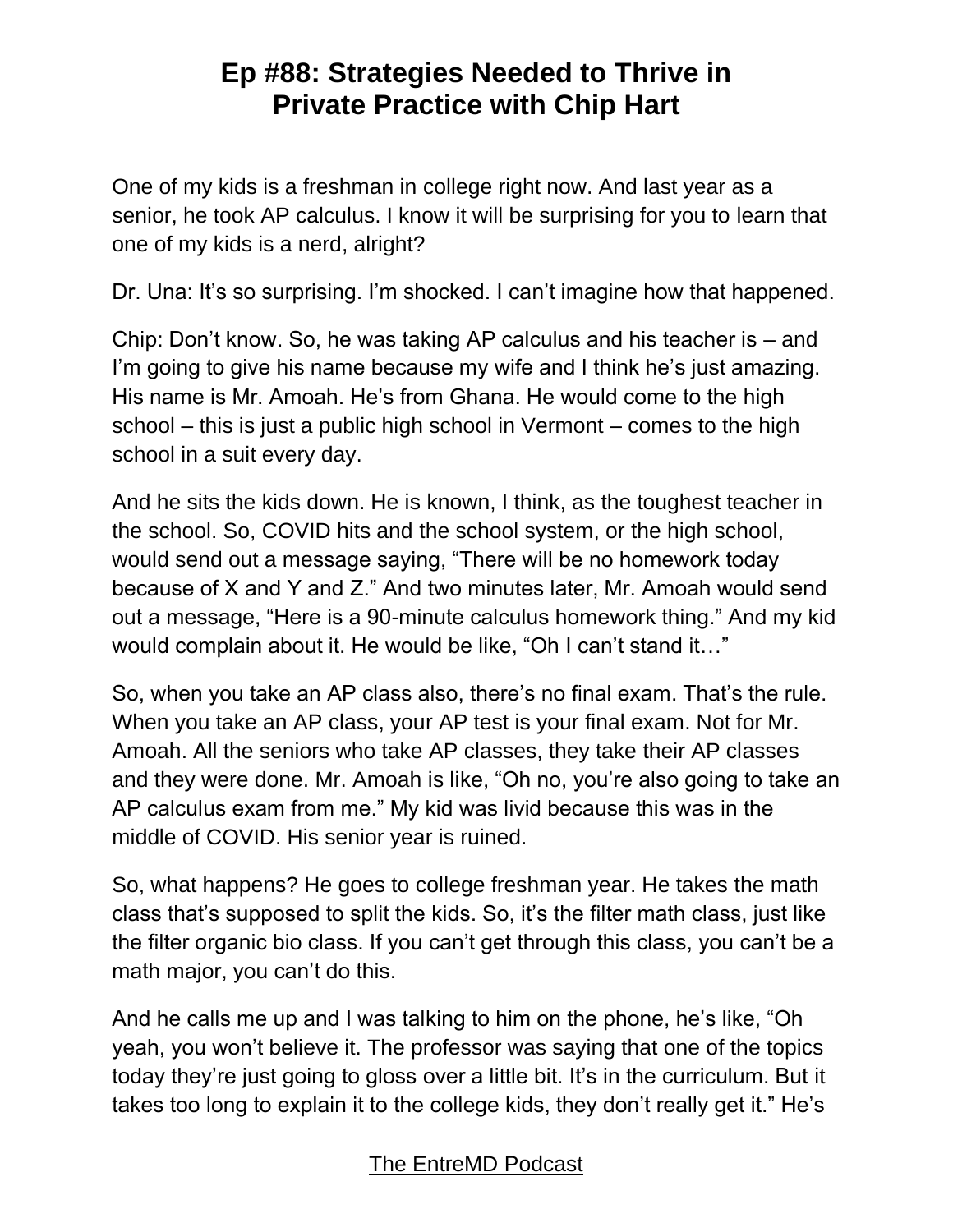One of my kids is a freshman in college right now. And last year as a senior, he took AP calculus. I know it will be surprising for you to learn that one of my kids is a nerd, alright?

Dr. Una: It's so surprising. I'm shocked. I can't imagine how that happened.

Chip: Don't know. So, he was taking AP calculus and his teacher is – and I'm going to give his name because my wife and I think he's just amazing. His name is Mr. Amoah. He's from Ghana. He would come to the high school – this is just a public high school in Vermont – comes to the high school in a suit every day.

And he sits the kids down. He is known, I think, as the toughest teacher in the school. So, COVID hits and the school system, or the high school, would send out a message saying, "There will be no homework today because of X and Y and Z." And two minutes later, Mr. Amoah would send out a message, "Here is a 90-minute calculus homework thing." And my kid would complain about it. He would be like, "Oh I can't stand it…"

So, when you take an AP class also, there's no final exam. That's the rule. When you take an AP class, your AP test is your final exam. Not for Mr. Amoah. All the seniors who take AP classes, they take their AP classes and they were done. Mr. Amoah is like, "Oh no, you're also going to take an AP calculus exam from me." My kid was livid because this was in the middle of COVID. His senior year is ruined.

So, what happens? He goes to college freshman year. He takes the math class that's supposed to split the kids. So, it's the filter math class, just like the filter organic bio class. If you can't get through this class, you can't be a math major, you can't do this.

And he calls me up and I was talking to him on the phone, he's like, "Oh yeah, you won't believe it. The professor was saying that one of the topics today they're just going to gloss over a little bit. It's in the curriculum. But it takes too long to explain it to the college kids, they don't really get it." He's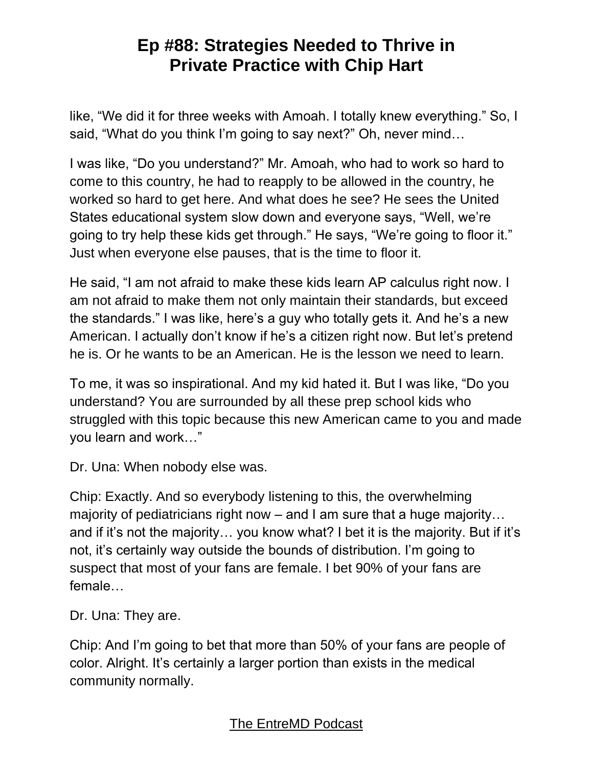like, "We did it for three weeks with Amoah. I totally knew everything." So, I said, "What do you think I'm going to say next?" Oh, never mind…

I was like, "Do you understand?" Mr. Amoah, who had to work so hard to come to this country, he had to reapply to be allowed in the country, he worked so hard to get here. And what does he see? He sees the United States educational system slow down and everyone says, "Well, we're going to try help these kids get through." He says, "We're going to floor it." Just when everyone else pauses, that is the time to floor it.

He said, "I am not afraid to make these kids learn AP calculus right now. I am not afraid to make them not only maintain their standards, but exceed the standards." I was like, here's a guy who totally gets it. And he's a new American. I actually don't know if he's a citizen right now. But let's pretend he is. Or he wants to be an American. He is the lesson we need to learn.

To me, it was so inspirational. And my kid hated it. But I was like, "Do you understand? You are surrounded by all these prep school kids who struggled with this topic because this new American came to you and made you learn and work…"

Dr. Una: When nobody else was.

Chip: Exactly. And so everybody listening to this, the overwhelming majority of pediatricians right now – and I am sure that a huge majority… and if it's not the majority… you know what? I bet it is the majority. But if it's not, it's certainly way outside the bounds of distribution. I'm going to suspect that most of your fans are female. I bet 90% of your fans are female…

Dr. Una: They are.

Chip: And I'm going to bet that more than 50% of your fans are people of color. Alright. It's certainly a larger portion than exists in the medical community normally.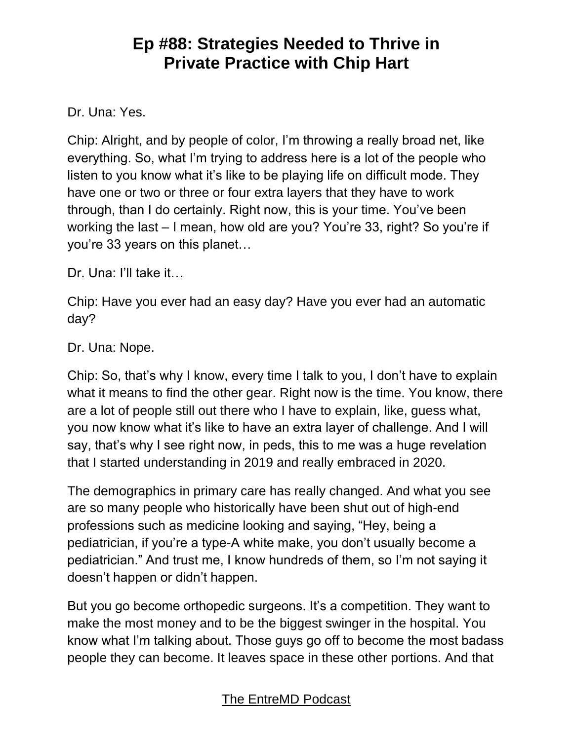Dr. Una: Yes.

Chip: Alright, and by people of color, I'm throwing a really broad net, like everything. So, what I'm trying to address here is a lot of the people who listen to you know what it's like to be playing life on difficult mode. They have one or two or three or four extra layers that they have to work through, than I do certainly. Right now, this is your time. You've been working the last – I mean, how old are you? You're 33, right? So you're if you're 33 years on this planet…

Dr. Una: I'll take it…

Chip: Have you ever had an easy day? Have you ever had an automatic day?

Dr. Una: Nope.

Chip: So, that's why I know, every time I talk to you, I don't have to explain what it means to find the other gear. Right now is the time. You know, there are a lot of people still out there who I have to explain, like, guess what, you now know what it's like to have an extra layer of challenge. And I will say, that's why I see right now, in peds, this to me was a huge revelation that I started understanding in 2019 and really embraced in 2020.

The demographics in primary care has really changed. And what you see are so many people who historically have been shut out of high-end professions such as medicine looking and saying, "Hey, being a pediatrician, if you're a type-A white make, you don't usually become a pediatrician." And trust me, I know hundreds of them, so I'm not saying it doesn't happen or didn't happen.

But you go become orthopedic surgeons. It's a competition. They want to make the most money and to be the biggest swinger in the hospital. You know what I'm talking about. Those guys go off to become the most badass people they can become. It leaves space in these other portions. And that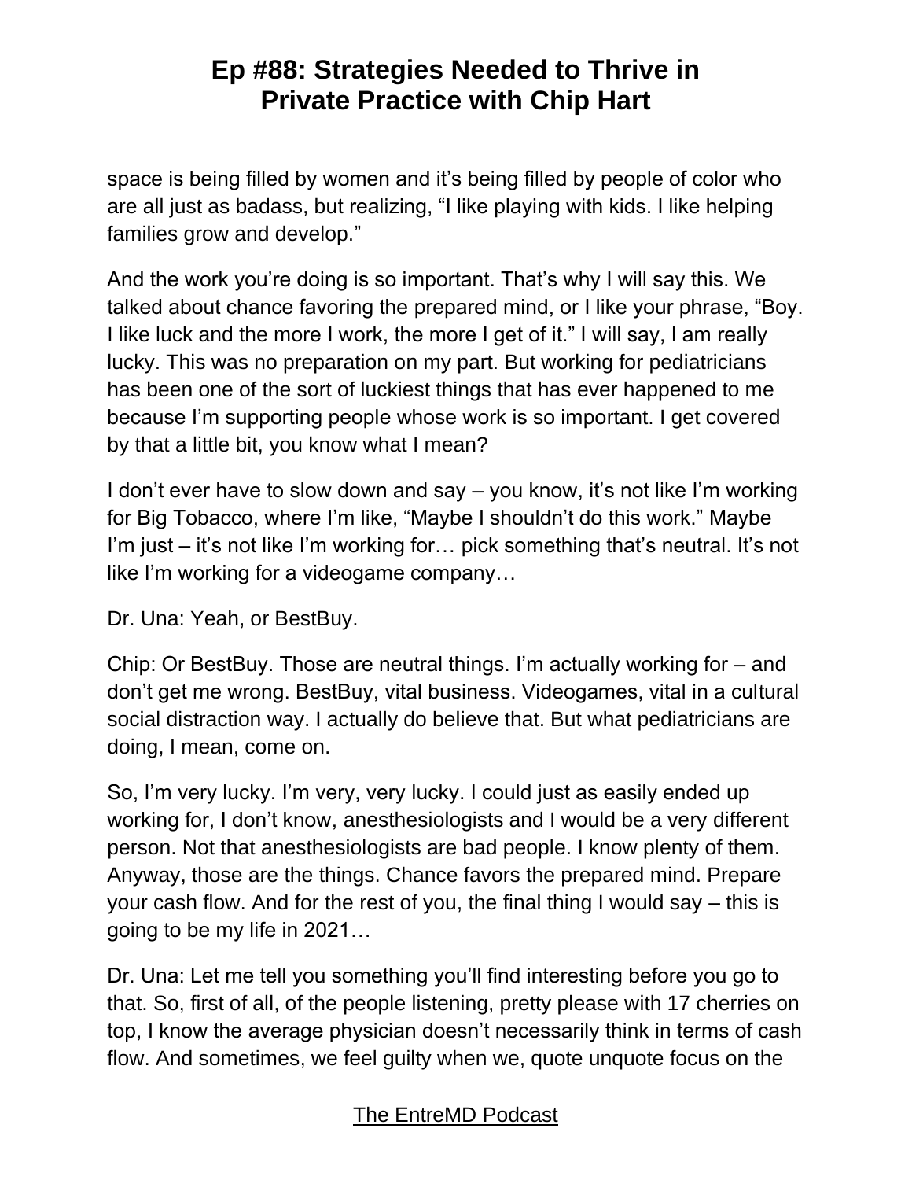space is being filled by women and it's being filled by people of color who are all just as badass, but realizing, "I like playing with kids. I like helping families grow and develop."

And the work you're doing is so important. That's why I will say this. We talked about chance favoring the prepared mind, or I like your phrase, "Boy. I like luck and the more I work, the more I get of it." I will say, I am really lucky. This was no preparation on my part. But working for pediatricians has been one of the sort of luckiest things that has ever happened to me because I'm supporting people whose work is so important. I get covered by that a little bit, you know what I mean?

I don't ever have to slow down and say – you know, it's not like I'm working for Big Tobacco, where I'm like, "Maybe I shouldn't do this work." Maybe I'm just – it's not like I'm working for… pick something that's neutral. It's not like I'm working for a videogame company…

Dr. Una: Yeah, or BestBuy.

Chip: Or BestBuy. Those are neutral things. I'm actually working for – and don't get me wrong. BestBuy, vital business. Videogames, vital in a cultural social distraction way. I actually do believe that. But what pediatricians are doing, I mean, come on.

So, I'm very lucky. I'm very, very lucky. I could just as easily ended up working for, I don't know, anesthesiologists and I would be a very different person. Not that anesthesiologists are bad people. I know plenty of them. Anyway, those are the things. Chance favors the prepared mind. Prepare your cash flow. And for the rest of you, the final thing I would say – this is going to be my life in 2021…

Dr. Una: Let me tell you something you'll find interesting before you go to that. So, first of all, of the people listening, pretty please with 17 cherries on top, I know the average physician doesn't necessarily think in terms of cash flow. And sometimes, we feel guilty when we, quote unquote focus on the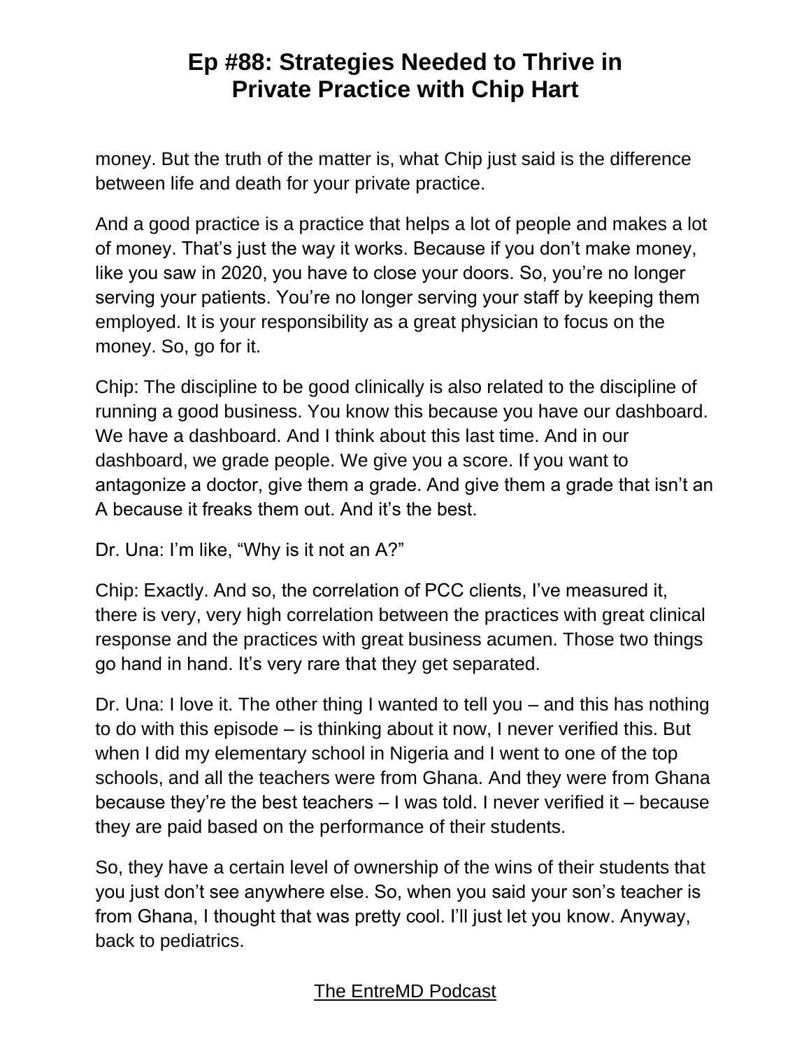money. But the truth of the matter is, what Chip just said is the difference between life and death for your private practice.

And a good practice is a practice that helps a lot of people and makes a lot of money. That's just the way it works. Because if you don't make money, like you saw in 2020, you have to close your doors. So, you're no longer serving your patients. You're no longer serving your staff by keeping them employed. It is your responsibility as a great physician to focus on the money. So, go for it.

Chip: The discipline to be good clinically is also related to the discipline of running a good business. You know this because you have our dashboard. We have a dashboard. And I think about this last time. And in our dashboard, we grade people. We give you a score. If you want to antagonize a doctor, give them a grade. And give them a grade that isn't an A because it freaks them out. And it's the best.

Dr. Una: I'm like, "Why is it not an A?"

Chip: Exactly. And so, the correlation of PCC clients, I've measured it, there is very, very high correlation between the practices with great clinical response and the practices with great business acumen. Those two things go hand in hand. It's very rare that they get separated.

Dr. Una: I love it. The other thing I wanted to tell you – and this has nothing to do with this episode – is thinking about it now, I never verified this. But when I did my elementary school in Nigeria and I went to one of the top schools, and all the teachers were from Ghana. And they were from Ghana because they're the best teachers – I was told. I never verified it – because they are paid based on the performance of their students.

So, they have a certain level of ownership of the wins of their students that you just don't see anywhere else. So, when you said your son's teacher is from Ghana, I thought that was pretty cool. I'll just let you know. Anyway, back to pediatrics.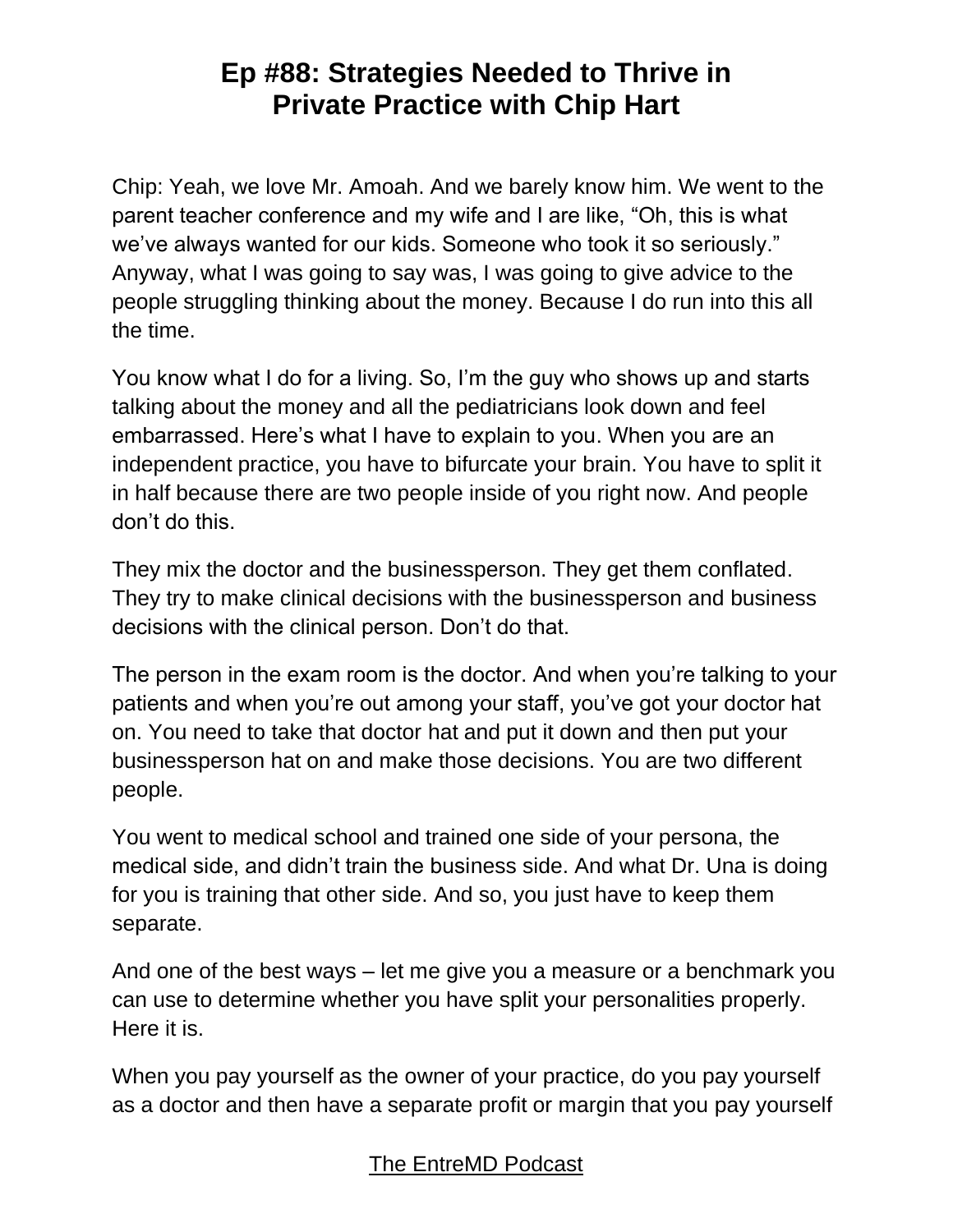# Ep #88: Strategies Needed to Thrive in Private Practice with Chip Hart

Chip: Yeah, we love Mr. Amoah. And we barely know him. We went to the parent teacher conference and my wife and I are like, "Oh, this is what we've always wanted for our kids. Someone who took it so seriously." Anyway, what I was going to say was, I was going to give advice to the people struggling thinking about the money. Because I do run into this all the time.

You know what I do for a living. So, I'm the guy who shows up and starts talking about the money and all the pediatricians look down and feel embarrassed. Here's what I have to explain to you. When you are an independent practice, you have to bifurcate your brain. You have to split it in half because there are two people inside of you right now. And people don't do this.

They mix the doctor and the businessperson. They get them conflated. They try to make clinical decisions with the businessperson and business decisions with the clinical person. Don't do that.

The person in the exam room is the doctor. And when you're talking to your patients and when you're out among your staff, you've got your doctor hat on. You need to take that doctor hat and put it down and then put your businessperson hat on and make those decisions. You are two different people.

You went to medical school and trained one side of your persona, the medical side, and didn't train the business side. And what Dr. Una is doing for you is training that other side. And so, you just have to keep them separate.

And one of the best ways – let me give you a measure or a benchmark you can use to determine whether you have split your personalities properly. Here it is.

When you pay yourself as the owner of your practice, do you pay yourself as a doctor and then have a separate profit or margin that you pay yourself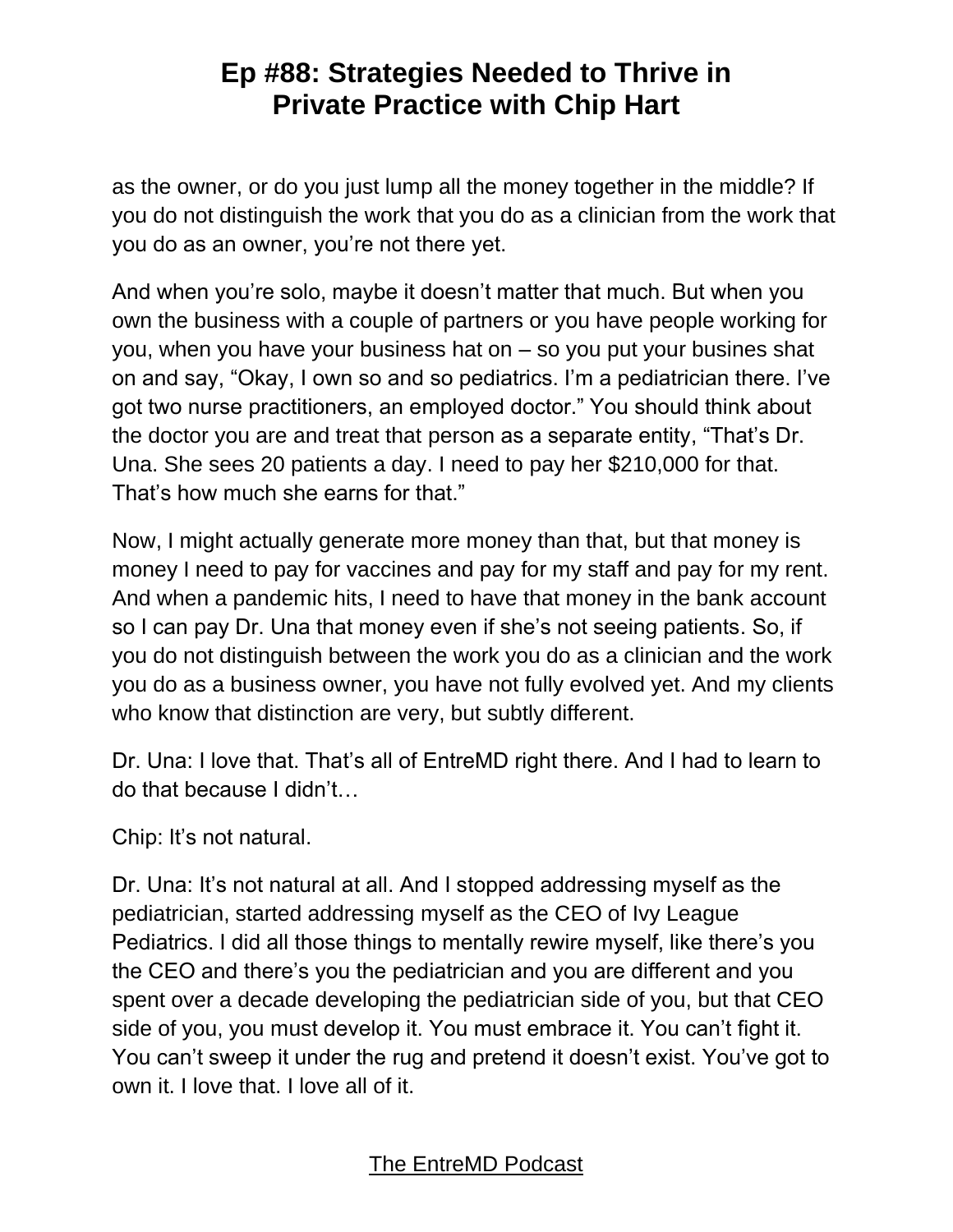as the owner, or do you just lump all the money together in the middle? If you do not distinguish the work that you do as a clinician from the work that you do as an owner, you're not there yet.

And when you're solo, maybe it doesn't matter that much. But when you own the business with a couple of partners or you have people working for you, when you have your business hat on – so you put your busines shat on and say, "Okay, I own so and so pediatrics. I'm a pediatrician there. I've got two nurse practitioners, an employed doctor." You should think about the doctor you are and treat that person as a separate entity, "That's Dr. Una. She sees 20 patients a day. I need to pay her $210,000 for that. That's how much she earns for that."

Now, I might actually generate more money than that, but that money is money I need to pay for vaccines and pay for my staff and pay for my rent. And when a pandemic hits, I need to have that money in the bank account so I can pay Dr. Una that money even if she's not seeing patients. So, if you do not distinguish between the work you do as a clinician and the work you do as a business owner, you have not fully evolved yet. And my clients who know that distinction are very, but subtly different.

Dr. Una: I love that. That's all of EntreMD right there. And I had to learn to do that because I didn't…

Chip: It's not natural.

Dr. Una: It's not natural at all. And I stopped addressing myself as the pediatrician, started addressing myself as the CEO of Ivy League Pediatrics. I did all those things to mentally rewire myself, like there's you the CEO and there's you the pediatrician and you are different and you spent over a decade developing the pediatrician side of you, but that CEO side of you, you must develop it. You must embrace it. You can't fight it. You can't sweep it under the rug and pretend it doesn't exist. You've got to own it. I love that. I love all of it.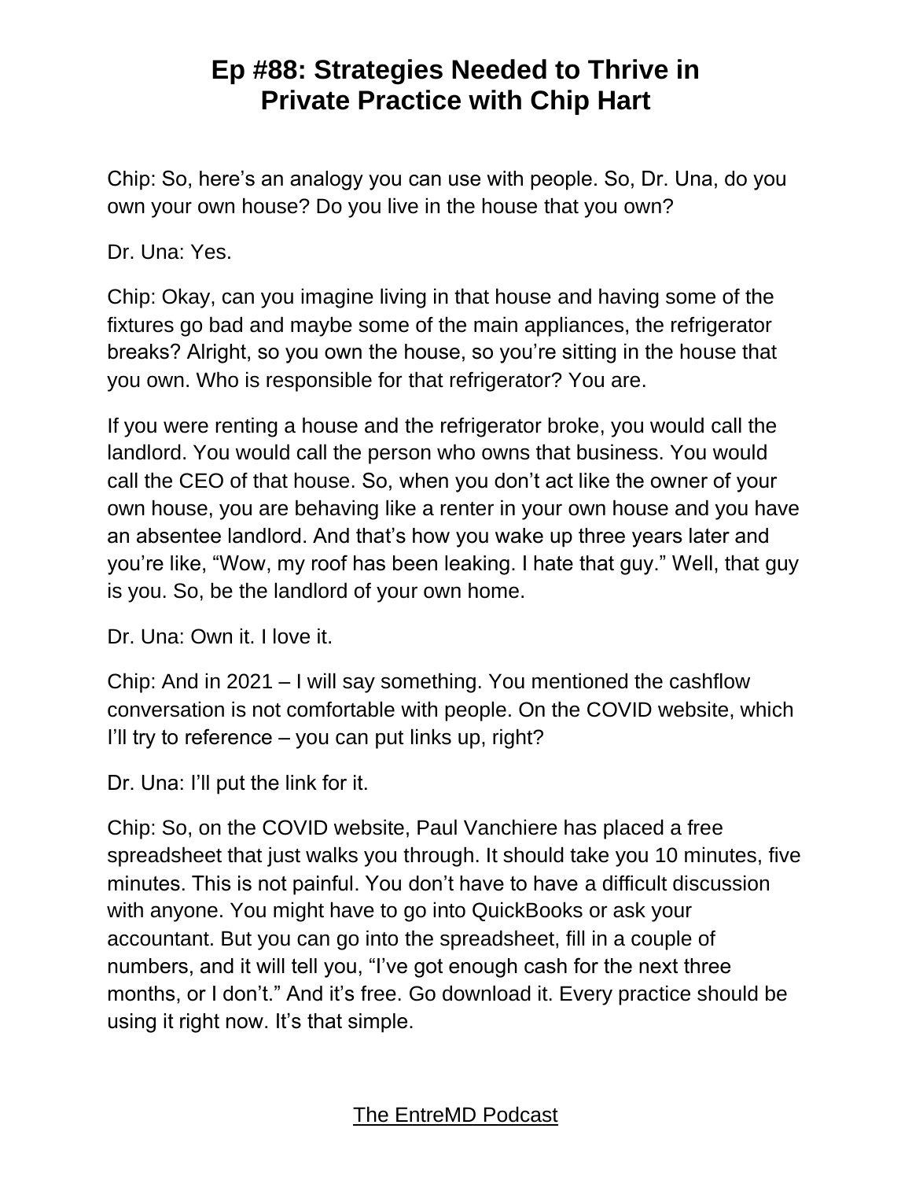Chip: So, here's an analogy you can use with people. So, Dr. Una, do you own your own house? Do you live in the house that you own?

Dr. Una: Yes.

Chip: Okay, can you imagine living in that house and having some of the fixtures go bad and maybe some of the main appliances, the refrigerator breaks? Alright, so you own the house, so you're sitting in the house that you own. Who is responsible for that refrigerator? You are.

If you were renting a house and the refrigerator broke, you would call the landlord. You would call the person who owns that business. You would call the CEO of that house. So, when you don't act like the owner of your own house, you are behaving like a renter in your own house and you have an absentee landlord. And that's how you wake up three years later and you're like, "Wow, my roof has been leaking. I hate that guy." Well, that guy is you. So, be the landlord of your own home.

Dr. Una: Own it. I love it.

Chip: And in 2021 – I will say something. You mentioned the cashflow conversation is not comfortable with people. On the COVID website, which I'll try to reference – you can put links up, right?

Dr. Una: I'll put the link for it.

Chip: So, on the COVID website, Paul Vanchiere has placed a free spreadsheet that just walks you through. It should take you 10 minutes, five minutes. This is not painful. You don't have to have a difficult discussion with anyone. You might have to go into QuickBooks or ask your accountant. But you can go into the spreadsheet, fill in a couple of numbers, and it will tell you, "I've got enough cash for the next three months, or I don't." And it's free. Go download it. Every practice should be using it right now. It's that simple.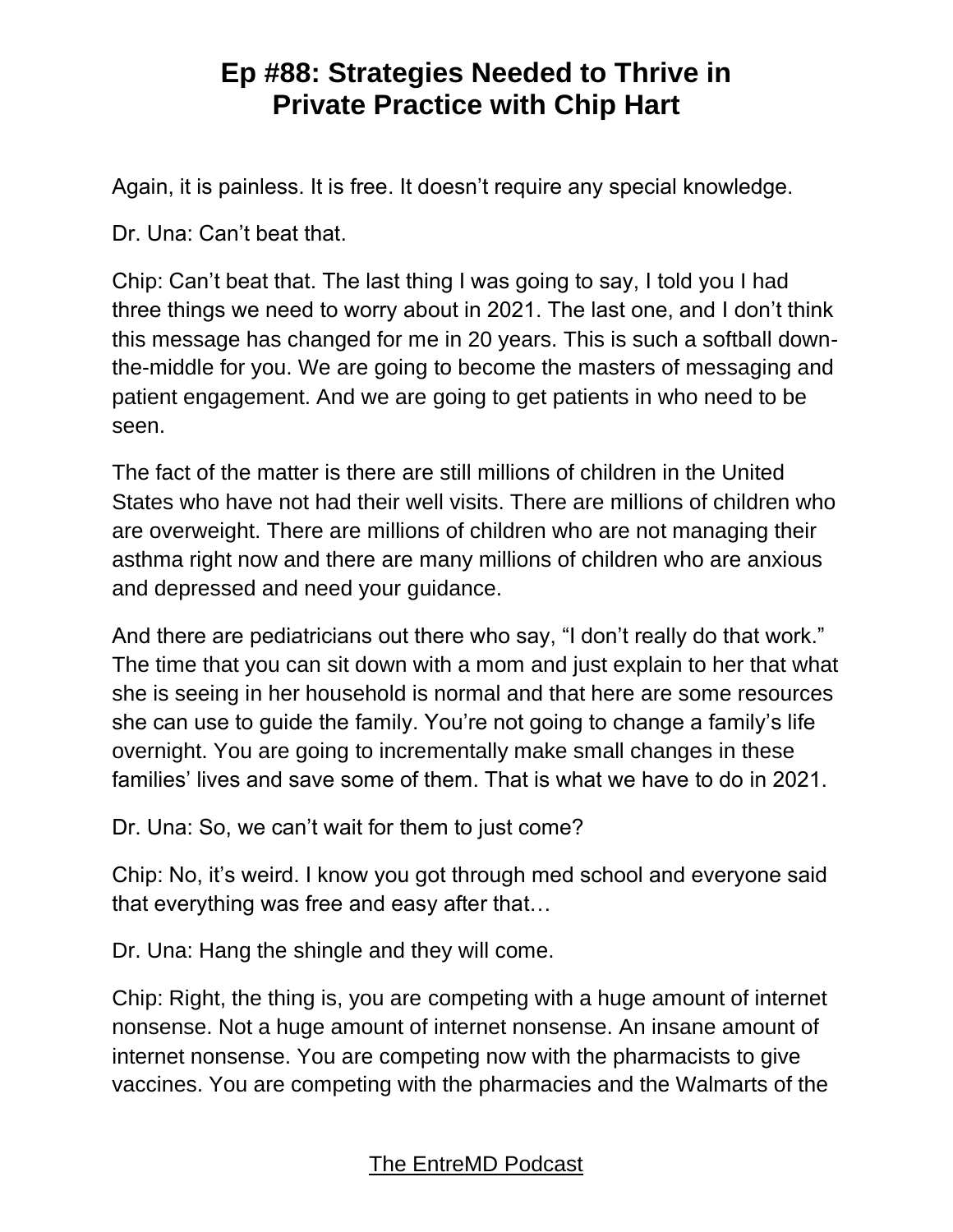Again, it is painless. It is free. It doesn't require any special knowledge.

Dr. Una: Can't beat that.

Chip: Can't beat that. The last thing I was going to say, I told you I had three things we need to worry about in 2021. The last one, and I don't think this message has changed for me in 20 years. This is such a softball down-the-middle for you. We are going to become the masters of messaging and patient engagement. And we are going to get patients in who need to be seen.

The fact of the matter is there are still millions of children in the United States who have not had their well visits. There are millions of children who are overweight. There are millions of children who are not managing their asthma right now and there are many millions of children who are anxious and depressed and need your guidance.

And there are pediatricians out there who say, "I don't really do that work." The time that you can sit down with a mom and just explain to her that what she is seeing in her household is normal and that here are some resources she can use to guide the family. You're not going to change a family's life overnight. You are going to incrementally make small changes in these families' lives and save some of them. That is what we have to do in 2021.

Dr. Una: So, we can't wait for them to just come?

Chip: No, it's weird. I know you got through med school and everyone said that everything was free and easy after that…

Dr. Una: Hang the shingle and they will come.

Chip: Right, the thing is, you are competing with a huge amount of internet nonsense. Not a huge amount of internet nonsense. An insane amount of internet nonsense. You are competing now with the pharmacists to give vaccines. You are competing with the pharmacies and the Walmarts of the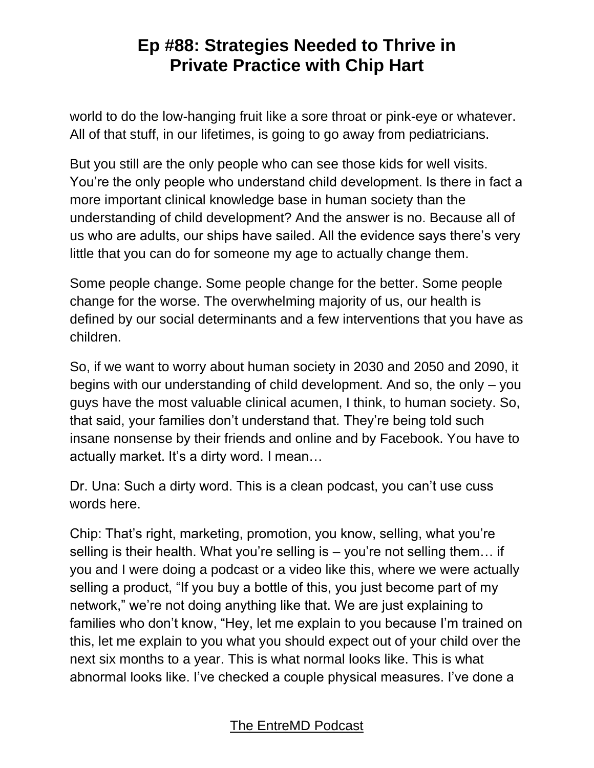world to do the low-hanging fruit like a sore throat or pink-eye or whatever. All of that stuff, in our lifetimes, is going to go away from pediatricians.

But you still are the only people who can see those kids for well visits. You're the only people who understand child development. Is there in fact a more important clinical knowledge base in human society than the understanding of child development? And the answer is no. Because all of us who are adults, our ships have sailed. All the evidence says there's very little that you can do for someone my age to actually change them.

Some people change. Some people change for the better. Some people change for the worse. The overwhelming majority of us, our health is defined by our social determinants and a few interventions that you have as children.

So, if we want to worry about human society in 2030 and 2050 and 2090, it begins with our understanding of child development. And so, the only – you guys have the most valuable clinical acumen, I think, to human society. So, that said, your families don't understand that. They're being told such insane nonsense by their friends and online and by Facebook. You have to actually market. It's a dirty word. I mean…

Dr. Una: Such a dirty word. This is a clean podcast, you can't use cuss words here.

Chip: That's right, marketing, promotion, you know, selling, what you're selling is their health. What you're selling is – you're not selling them… if you and I were doing a podcast or a video like this, where we were actually selling a product, "If you buy a bottle of this, you just become part of my network," we're not doing anything like that. We are just explaining to families who don't know, "Hey, let me explain to you because I'm trained on this, let me explain to you what you should expect out of your child over the next six months to a year. This is what normal looks like. This is what abnormal looks like. I've checked a couple physical measures. I've done a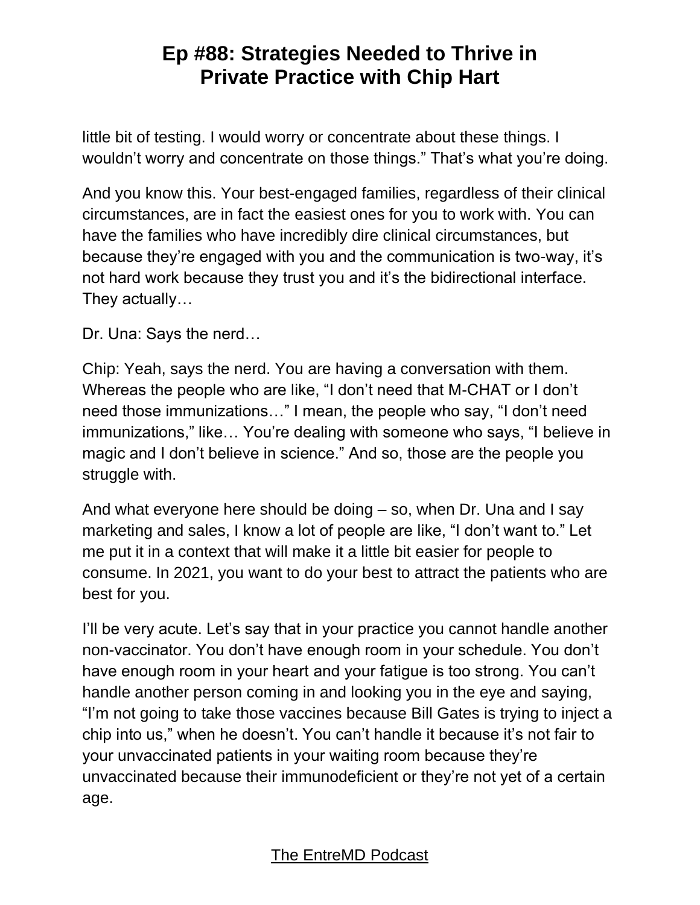little bit of testing. I would worry or concentrate about these things. I wouldn't worry and concentrate on those things." That's what you're doing.

And you know this. Your best-engaged families, regardless of their clinical circumstances, are in fact the easiest ones for you to work with. You can have the families who have incredibly dire clinical circumstances, but because they're engaged with you and the communication is two-way, it's not hard work because they trust you and it's the bidirectional interface. They actually…

Dr. Una: Says the nerd…

Chip: Yeah, says the nerd. You are having a conversation with them. Whereas the people who are like, "I don't need that M-CHAT or I don't need those immunizations…" I mean, the people who say, "I don't need immunizations," like… You're dealing with someone who says, "I believe in magic and I don't believe in science." And so, those are the people you struggle with.

And what everyone here should be doing – so, when Dr. Una and I say marketing and sales, I know a lot of people are like, "I don't want to." Let me put it in a context that will make it a little bit easier for people to consume. In 2021, you want to do your best to attract the patients who are best for you.

I'll be very acute. Let's say that in your practice you cannot handle another non-vaccinator. You don't have enough room in your schedule. You don't have enough room in your heart and your fatigue is too strong. You can't handle another person coming in and looking you in the eye and saying, "I'm not going to take those vaccines because Bill Gates is trying to inject a chip into us," when he doesn't. You can't handle it because it's not fair to your unvaccinated patients in your waiting room because they're unvaccinated because their immunodeficient or they're not yet of a certain age.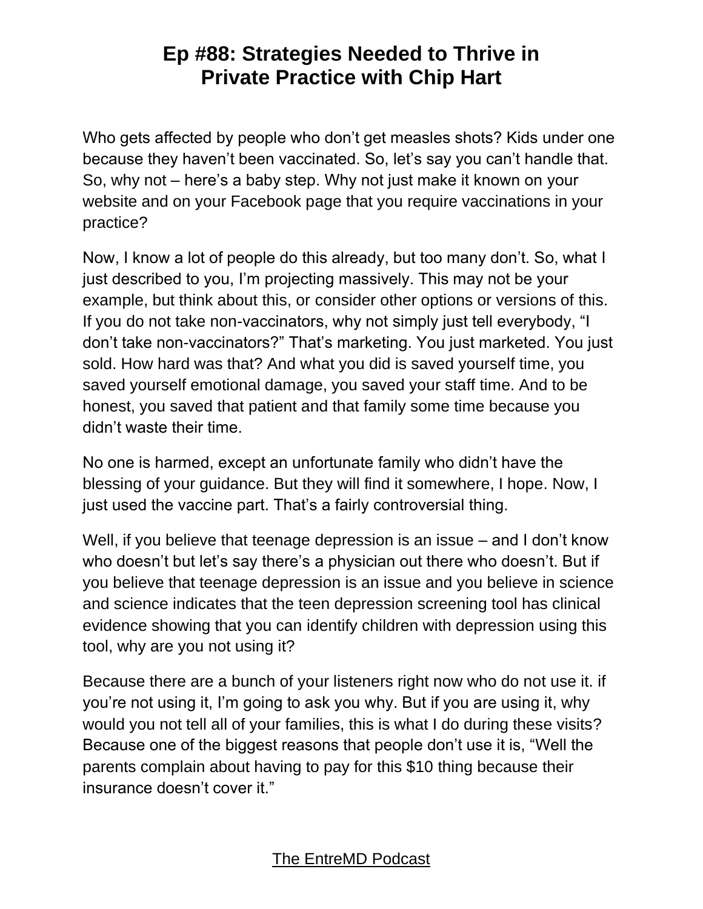Who gets affected by people who don't get measles shots? Kids under one because they haven't been vaccinated. So, let's say you can't handle that. So, why not – here's a baby step. Why not just make it known on your website and on your Facebook page that you require vaccinations in your practice?

Now, I know a lot of people do this already, but too many don't. So, what I just described to you, I'm projecting massively. This may not be your example, but think about this, or consider other options or versions of this. If you do not take non-vaccinators, why not simply just tell everybody, "I don't take non-vaccinators?" That's marketing. You just marketed. You just sold. How hard was that? And what you did is saved yourself time, you saved yourself emotional damage, you saved your staff time. And to be honest, you saved that patient and that family some time because you didn't waste their time.

No one is harmed, except an unfortunate family who didn't have the blessing of your guidance. But they will find it somewhere, I hope. Now, I just used the vaccine part. That's a fairly controversial thing.

Well, if you believe that teenage depression is an issue – and I don't know who doesn't but let's say there's a physician out there who doesn't. But if you believe that teenage depression is an issue and you believe in science and science indicates that the teen depression screening tool has clinical evidence showing that you can identify children with depression using this tool, why are you not using it?

Because there are a bunch of your listeners right now who do not use it. if you're not using it, I'm going to ask you why. But if you are using it, why would you not tell all of your families, this is what I do during these visits? Because one of the biggest reasons that people don't use it is, "Well the parents complain about having to pay for this $10 thing because their insurance doesn't cover it."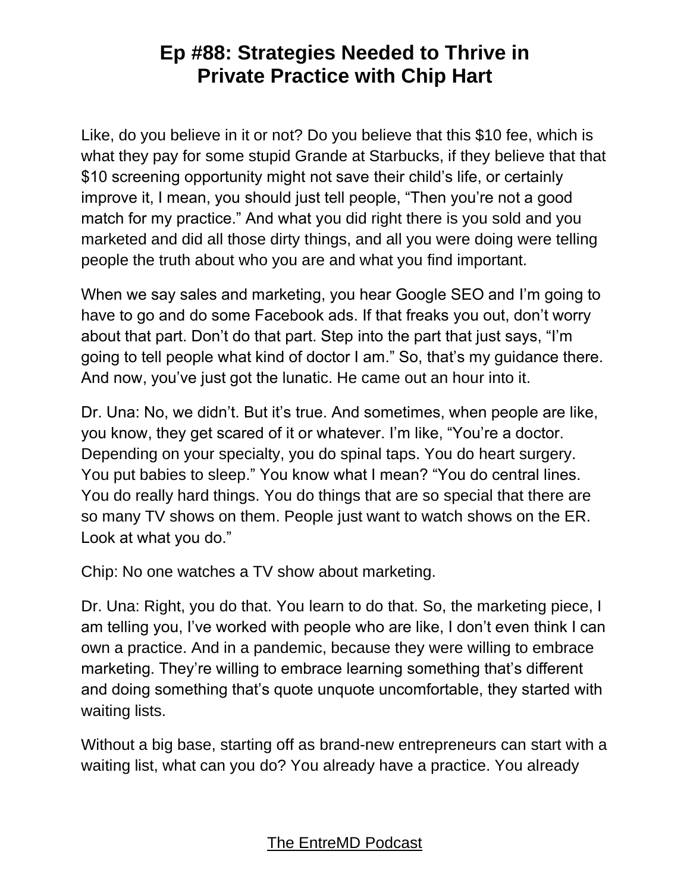Like, do you believe in it or not? Do you believe that this $10 fee, which is what they pay for some stupid Grande at Starbucks, if they believe that that $10 screening opportunity might not save their child's life, or certainly improve it, I mean, you should just tell people, "Then you're not a good match for my practice." And what you did right there is you sold and you marketed and did all those dirty things, and all you were doing were telling people the truth about who you are and what you find important.

When we say sales and marketing, you hear Google SEO and I'm going to have to go and do some Facebook ads. If that freaks you out, don't worry about that part. Don't do that part. Step into the part that just says, "I'm going to tell people what kind of doctor I am." So, that's my guidance there. And now, you've just got the lunatic. He came out an hour into it.

Dr. Una: No, we didn't. But it's true. And sometimes, when people are like, you know, they get scared of it or whatever. I'm like, "You're a doctor. Depending on your specialty, you do spinal taps. You do heart surgery. You put babies to sleep." You know what I mean? "You do central lines. You do really hard things. You do things that are so special that there are so many TV shows on them. People just want to watch shows on the ER. Look at what you do."

Chip: No one watches a TV show about marketing.

Dr. Una: Right, you do that. You learn to do that. So, the marketing piece, I am telling you, I've worked with people who are like, I don't even think I can own a practice. And in a pandemic, because they were willing to embrace marketing. They're willing to embrace learning something that's different and doing something that's quote unquote uncomfortable, they started with waiting lists.

Without a big base, starting off as brand-new entrepreneurs can start with a waiting list, what can you do? You already have a practice. You already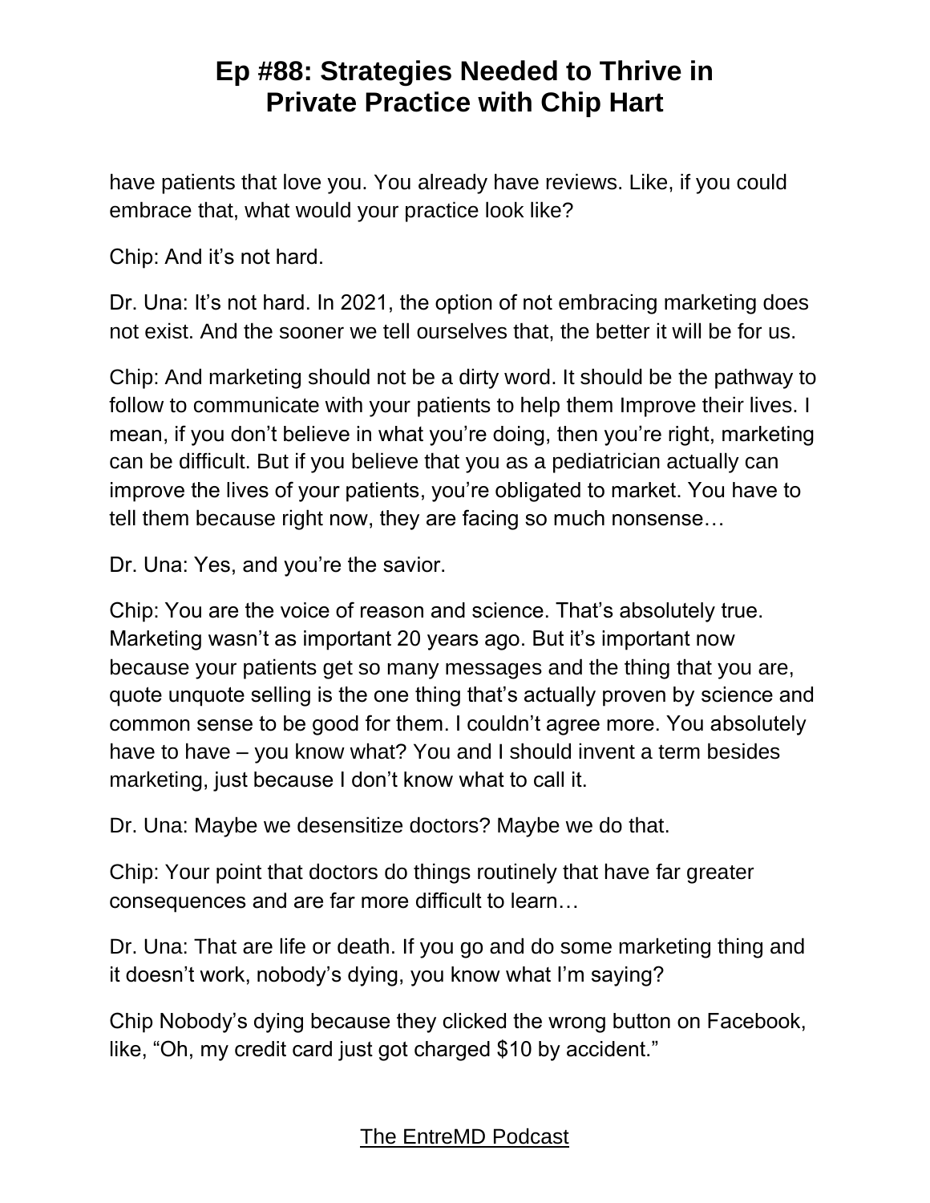have patients that love you. You already have reviews. Like, if you could embrace that, what would your practice look like?

Chip: And it's not hard.

Dr. Una: It's not hard. In 2021, the option of not embracing marketing does not exist. And the sooner we tell ourselves that, the better it will be for us.

Chip: And marketing should not be a dirty word. It should be the pathway to follow to communicate with your patients to help them Improve their lives. I mean, if you don't believe in what you're doing, then you're right, marketing can be difficult. But if you believe that you as a pediatrician actually can improve the lives of your patients, you're obligated to market. You have to tell them because right now, they are facing so much nonsense…

Dr. Una: Yes, and you're the savior.

Chip: You are the voice of reason and science. That's absolutely true. Marketing wasn't as important 20 years ago. But it's important now because your patients get so many messages and the thing that you are, quote unquote selling is the one thing that's actually proven by science and common sense to be good for them. I couldn't agree more. You absolutely have to have – you know what? You and I should invent a term besides marketing, just because I don't know what to call it.

Dr. Una: Maybe we desensitize doctors? Maybe we do that.

Chip: Your point that doctors do things routinely that have far greater consequences and are far more difficult to learn…

Dr. Una: That are life or death. If you go and do some marketing thing and it doesn't work, nobody's dying, you know what I'm saying?

Chip Nobody's dying because they clicked the wrong button on Facebook, like, "Oh, my credit card just got charged $10 by accident."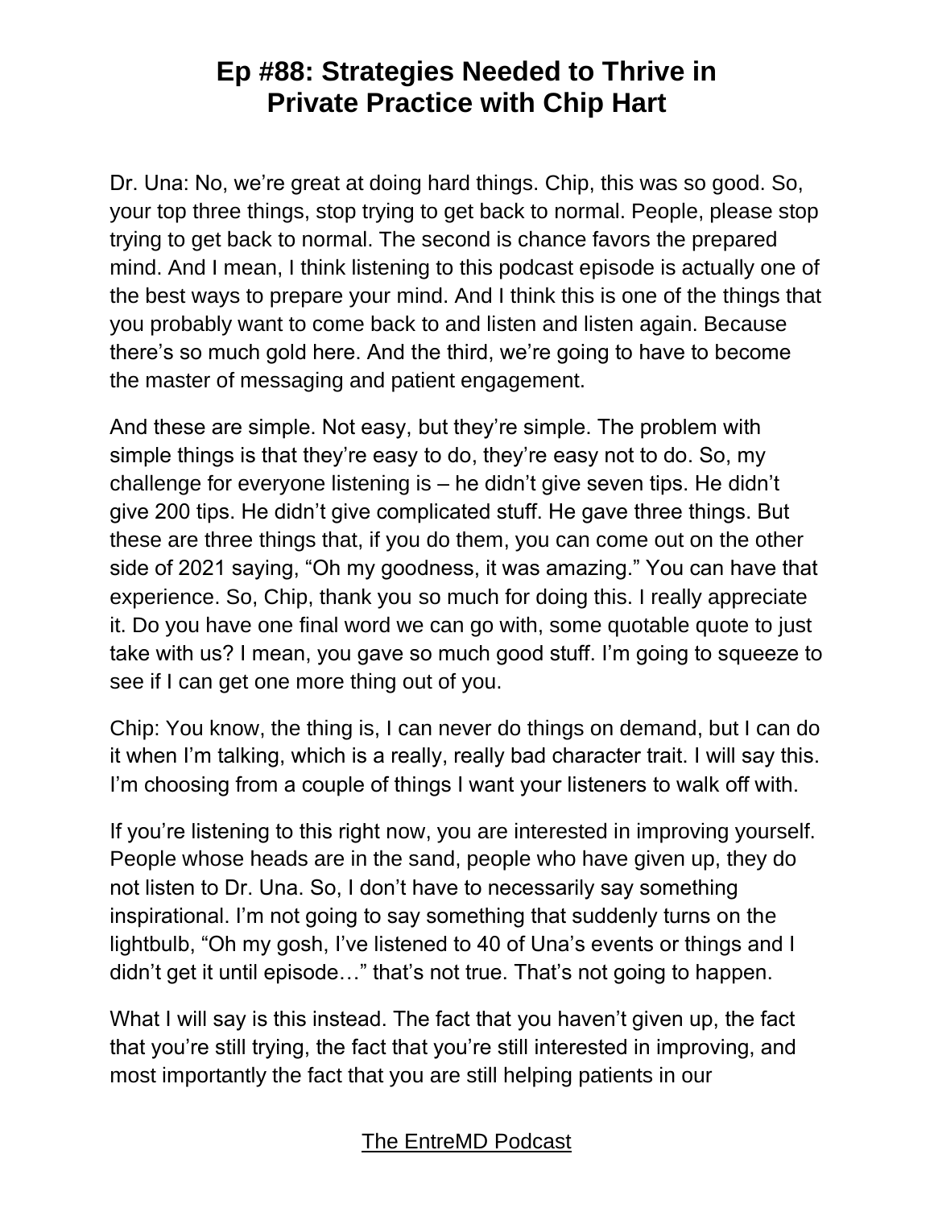Dr. Una: No, we're great at doing hard things. Chip, this was so good. So, your top three things, stop trying to get back to normal. People, please stop trying to get back to normal. The second is chance favors the prepared mind. And I mean, I think listening to this podcast episode is actually one of the best ways to prepare your mind. And I think this is one of the things that you probably want to come back to and listen and listen again. Because there's so much gold here. And the third, we're going to have to become the master of messaging and patient engagement.

And these are simple. Not easy, but they're simple. The problem with simple things is that they're easy to do, they're easy not to do. So, my challenge for everyone listening is – he didn't give seven tips. He didn't give 200 tips. He didn't give complicated stuff. He gave three things. But these are three things that, if you do them, you can come out on the other side of 2021 saying, "Oh my goodness, it was amazing." You can have that experience. So, Chip, thank you so much for doing this. I really appreciate it. Do you have one final word we can go with, some quotable quote to just take with us? I mean, you gave so much good stuff. I'm going to squeeze to see if I can get one more thing out of you.

Chip: You know, the thing is, I can never do things on demand, but I can do it when I'm talking, which is a really, really bad character trait. I will say this. I'm choosing from a couple of things I want your listeners to walk off with.

If you're listening to this right now, you are interested in improving yourself. People whose heads are in the sand, people who have given up, they do not listen to Dr. Una. So, I don't have to necessarily say something inspirational. I'm not going to say something that suddenly turns on the lightbulb, "Oh my gosh, I've listened to 40 of Una's events or things and I didn't get it until episode…" that's not true. That's not going to happen.

What I will say is this instead. The fact that you haven't given up, the fact that you're still trying, the fact that you're still interested in improving, and most importantly the fact that you are still helping patients in our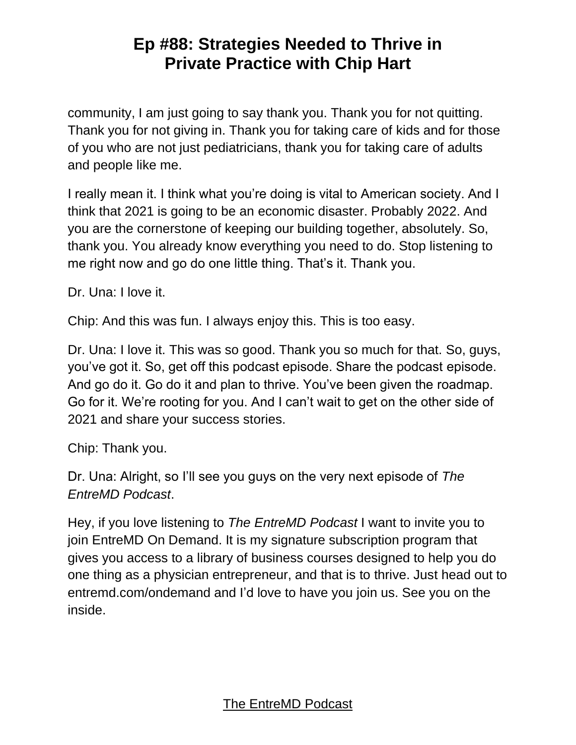community, I am just going to say thank you. Thank you for not quitting. Thank you for not giving in. Thank you for taking care of kids and for those of you who are not just pediatricians, thank you for taking care of adults and people like me.

I really mean it. I think what you're doing is vital to American society. And I think that 2021 is going to be an economic disaster. Probably 2022. And you are the cornerstone of keeping our building together, absolutely. So, thank you. You already know everything you need to do. Stop listening to me right now and go do one little thing. That's it. Thank you.

Dr. Una: I love it.

Chip: And this was fun. I always enjoy this. This is too easy.

Dr. Una: I love it. This was so good. Thank you so much for that. So, guys, you've got it. So, get off this podcast episode. Share the podcast episode. And go do it. Go do it and plan to thrive. You've been given the roadmap. Go for it. We're rooting for you. And I can't wait to get on the other side of 2021 and share your success stories.

Chip: Thank you.

Dr. Una: Alright, so I'll see you guys on the very next episode of *The EntreMD Podcast*.

Hey, if you love listening to *The EntreMD Podcast* I want to invite you to join EntreMD On Demand. It is my signature subscription program that gives you access to a library of business courses designed to help you do one thing as a physician entrepreneur, and that is to thrive. Just head out to entremd.com/ondemand and I'd love to have you join us. See you on the inside.